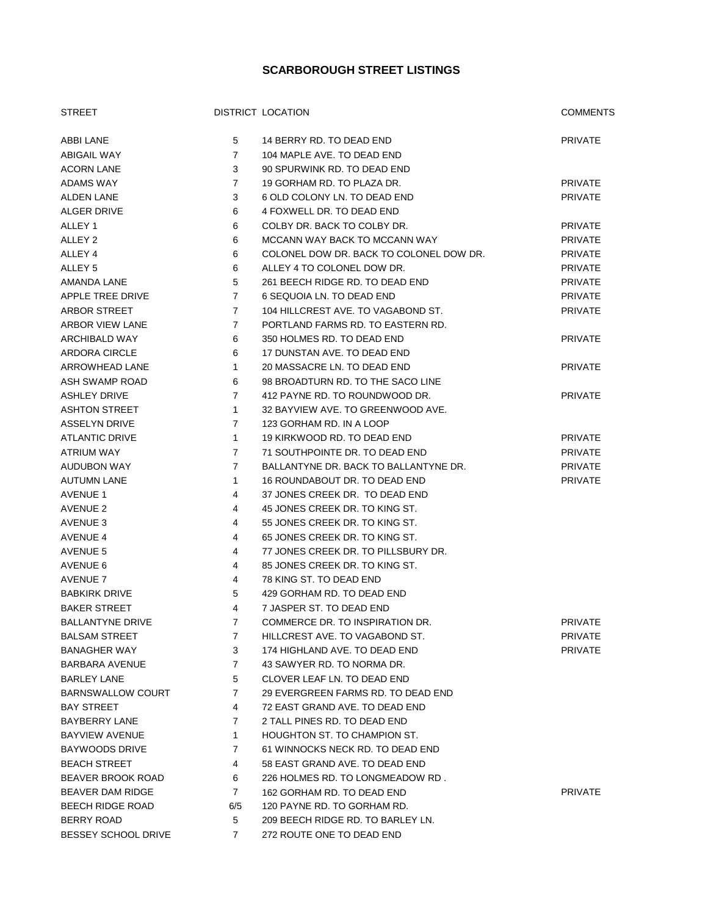# SCARBOROUGH STREET LISTINGS

| STREET | DISTRICT | LOCATION | COMMENTS |
|---|---|---|---|
| ABBI LANE | 5 | 14 BERRY RD. TO DEAD END | PRIVATE |
| ABIGAIL WAY | 7 | 104 MAPLE AVE. TO DEAD END | |
| ACORN LANE | 3 | 90 SPURWINK RD. TO DEAD END | |
| ADAMS WAY | 7 | 19 GORHAM RD. TO PLAZA DR. | PRIVATE |
| ALDEN LANE | 3 | 6 OLD COLONY LN. TO DEAD END | PRIVATE |
| ALGER DRIVE | 6 | 4 FOXWELL DR. TO DEAD END | |
| ALLEY 1 | 6 | COLBY DR. BACK TO COLBY DR. | PRIVATE |
| ALLEY 2 | 6 | MCCANN WAY BACK TO MCCANN WAY | PRIVATE |
| ALLEY 4 | 6 | COLONEL DOW DR. BACK TO COLONEL DOW DR. | PRIVATE |
| ALLEY 5 | 6 | ALLEY 4 TO COLONEL DOW DR. | PRIVATE |
| AMANDA LANE | 5 | 261 BEECH RIDGE RD. TO DEAD END | PRIVATE |
| APPLE TREE DRIVE | 7 | 6 SEQUOIA LN. TO DEAD END | PRIVATE |
| ARBOR STREET | 7 | 104 HILLCREST AVE. TO VAGABOND ST. | PRIVATE |
| ARBOR VIEW LANE | 7 | PORTLAND FARMS RD. TO EASTERN RD. | |
| ARCHIBALD WAY | 6 | 350 HOLMES RD. TO DEAD END | PRIVATE |
| ARDORA CIRCLE | 6 | 17 DUNSTAN AVE. TO DEAD END | |
| ARROWHEAD LANE | 1 | 20 MASSACRE LN. TO DEAD END | PRIVATE |
| ASH SWAMP ROAD | 6 | 98 BROADTURN RD. TO THE SACO LINE | |
| ASHLEY DRIVE | 7 | 412 PAYNE RD. TO ROUNDWOOD DR. | PRIVATE |
| ASHTON STREET | 1 | 32 BAYVIEW AVE. TO GREENWOOD AVE. | |
| ASSELYN DRIVE | 7 | 123 GORHAM RD. IN A LOOP | |
| ATLANTIC DRIVE | 1 | 19 KIRKWOOD RD. TO DEAD END | PRIVATE |
| ATRIUM WAY | 7 | 71 SOUTHPOINTE DR. TO DEAD END | PRIVATE |
| AUDUBON WAY | 7 | BALLANTYNE DR. BACK TO BALLANTYNE DR. | PRIVATE |
| AUTUMN LANE | 1 | 16 ROUNDABOUT DR. TO DEAD END | PRIVATE |
| AVENUE 1 | 4 | 37 JONES CREEK DR. TO DEAD END | |
| AVENUE 2 | 4 | 45 JONES CREEK DR. TO KING ST. | |
| AVENUE 3 | 4 | 55 JONES CREEK DR. TO KING ST. | |
| AVENUE 4 | 4 | 65 JONES CREEK DR. TO KING ST. | |
| AVENUE 5 | 4 | 77 JONES CREEK DR. TO PILLSBURY DR. | |
| AVENUE 6 | 4 | 85 JONES CREEK DR. TO KING ST. | |
| AVENUE 7 | 4 | 78 KING ST. TO DEAD END | |
| BABKIRK DRIVE | 5 | 429 GORHAM RD. TO DEAD END | |
| BAKER STREET | 4 | 7 JASPER ST. TO DEAD END | |
| BALLANTYNE DRIVE | 7 | COMMERCE DR. TO INSPIRATION DR. | PRIVATE |
| BALSAM STREET | 7 | HILLCREST AVE. TO VAGABOND ST. | PRIVATE |
| BANAGHER WAY | 3 | 174 HIGHLAND AVE. TO DEAD END | PRIVATE |
| BARBARA AVENUE | 7 | 43 SAWYER RD. TO NORMA DR. | |
| BARLEY LANE | 5 | CLOVER LEAF LN. TO DEAD END | |
| BARNSWALLOW COURT | 7 | 29 EVERGREEN FARMS RD. TO DEAD END | |
| BAY STREET | 4 | 72 EAST GRAND AVE. TO DEAD END | |
| BAYBERRY LANE | 7 | 2 TALL PINES RD. TO DEAD END | |
| BAYVIEW AVENUE | 1 | HOUGHTON ST. TO CHAMPION ST. | |
| BAYWOODS DRIVE | 7 | 61 WINNOCKS NECK RD. TO DEAD END | |
| BEACH STREET | 4 | 58 EAST GRAND AVE. TO DEAD END | |
| BEAVER BROOK ROAD | 6 | 226 HOLMES RD. TO LONGMEADOW RD . | |
| BEAVER DAM RIDGE | 7 | 162 GORHAM RD. TO DEAD END | PRIVATE |
| BEECH RIDGE ROAD | 6/5 | 120 PAYNE RD. TO GORHAM RD. | |
| BERRY ROAD | 5 | 209 BEECH RIDGE RD. TO BARLEY LN. | |
| BESSEY SCHOOL DRIVE | 7 | 272 ROUTE ONE TO DEAD END | |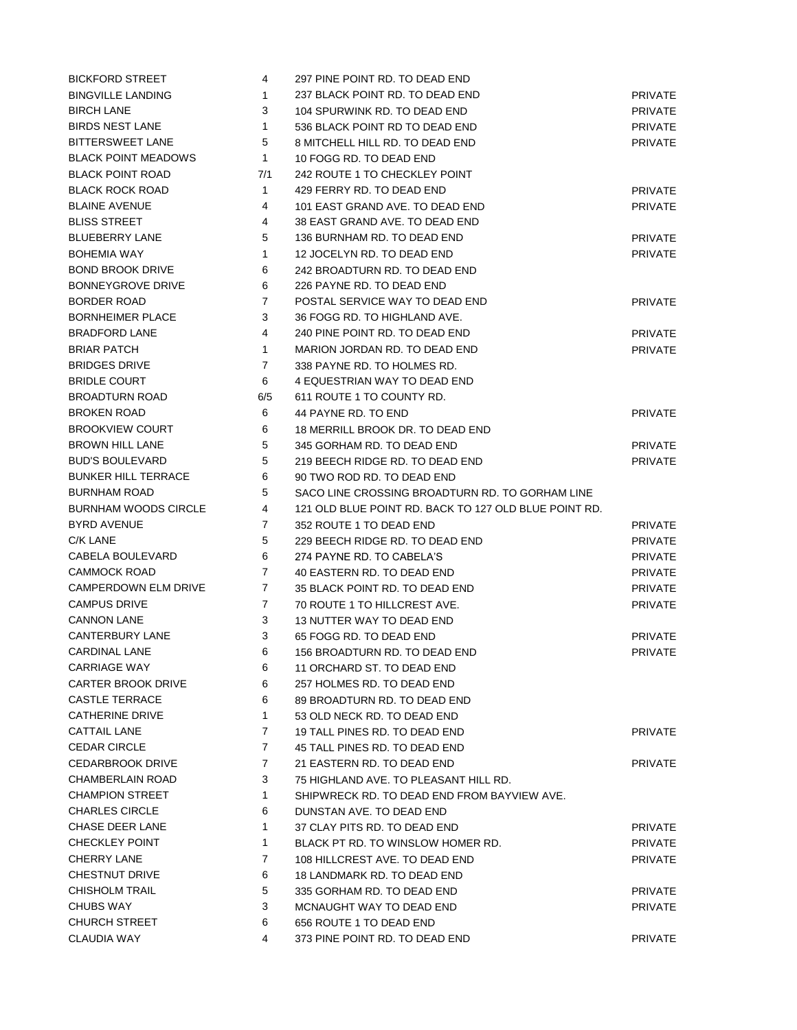| | | | |
|---|---|---|---|
| BICKFORD STREET | 4 | 297 PINE POINT RD. TO DEAD END | |
| BINGVILLE LANDING | 1 | 237 BLACK POINT RD. TO DEAD END | PRIVATE |
| BIRCH LANE | 3 | 104 SPURWINK RD. TO DEAD END | PRIVATE |
| BIRDS NEST LANE | 1 | 536 BLACK POINT RD TO DEAD END | PRIVATE |
| BITTERSWEET LANE | 5 | 8 MITCHELL HILL RD. TO DEAD END | PRIVATE |
| BLACK POINT MEADOWS | 1 | 10 FOGG RD. TO DEAD END | |
| BLACK POINT ROAD | 7/1 | 242 ROUTE 1 TO CHECKLEY POINT | |
| BLACK ROCK ROAD | 1 | 429 FERRY RD. TO DEAD END | PRIVATE |
| BLAINE AVENUE | 4 | 101 EAST GRAND AVE. TO DEAD END | PRIVATE |
| BLISS STREET | 4 | 38 EAST GRAND AVE. TO DEAD END | |
| BLUEBERRY LANE | 5 | 136 BURNHAM RD. TO DEAD END | PRIVATE |
| BOHEMIA WAY | 1 | 12 JOCELYN RD. TO DEAD END | PRIVATE |
| BOND BROOK DRIVE | 6 | 242 BROADTURN RD. TO DEAD END | |
| BONNEYGROVE DRIVE | 6 | 226 PAYNE RD. TO DEAD END | |
| BORDER ROAD | 7 | POSTAL SERVICE WAY TO DEAD END | PRIVATE |
| BORNHEIMER PLACE | 3 | 36 FOGG RD. TO HIGHLAND AVE. | |
| BRADFORD LANE | 4 | 240 PINE POINT RD. TO DEAD END | PRIVATE |
| BRIAR PATCH | 1 | MARION JORDAN RD. TO DEAD END | PRIVATE |
| BRIDGES DRIVE | 7 | 338 PAYNE RD. TO HOLMES RD. | |
| BRIDLE COURT | 6 | 4 EQUESTRIAN WAY TO DEAD END | |
| BROADTURN ROAD | 6/5 | 611 ROUTE 1 TO COUNTY RD. | |
| BROKEN ROAD | 6 | 44 PAYNE RD. TO END | PRIVATE |
| BROOKVIEW COURT | 6 | 18 MERRILL BROOK DR. TO DEAD END | |
| BROWN HILL LANE | 5 | 345 GORHAM RD. TO DEAD END | PRIVATE |
| BUD'S BOULEVARD | 5 | 219 BEECH RIDGE RD. TO DEAD END | PRIVATE |
| BUNKER HILL TERRACE | 6 | 90 TWO ROD RD. TO DEAD END | |
| BURNHAM ROAD | 5 | SACO LINE CROSSING BROADTURN RD. TO GORHAM LINE | |
| BURNHAM WOODS CIRCLE | 4 | 121 OLD BLUE POINT RD. BACK TO 127 OLD BLUE POINT RD. | |
| BYRD AVENUE | 7 | 352 ROUTE 1 TO DEAD END | PRIVATE |
| C/K LANE | 5 | 229 BEECH RIDGE RD. TO DEAD END | PRIVATE |
| CABELA BOULEVARD | 6 | 274 PAYNE RD. TO CABELA'S | PRIVATE |
| CAMMOCK ROAD | 7 | 40 EASTERN RD. TO DEAD END | PRIVATE |
| CAMPERDOWN ELM DRIVE | 7 | 35 BLACK POINT RD. TO DEAD END | PRIVATE |
| CAMPUS DRIVE | 7 | 70 ROUTE 1 TO HILLCREST AVE. | PRIVATE |
| CANNON LANE | 3 | 13 NUTTER WAY TO DEAD END | |
| CANTERBURY LANE | 3 | 65 FOGG RD. TO DEAD END | PRIVATE |
| CARDINAL LANE | 6 | 156 BROADTURN RD. TO DEAD END | PRIVATE |
| CARRIAGE WAY | 6 | 11 ORCHARD ST. TO DEAD END | |
| CARTER BROOK DRIVE | 6 | 257 HOLMES RD. TO DEAD END | |
| CASTLE TERRACE | 6 | 89 BROADTURN RD. TO DEAD END | |
| CATHERINE DRIVE | 1 | 53 OLD NECK RD. TO DEAD END | |
| CATTAIL LANE | 7 | 19 TALL PINES RD. TO DEAD END | PRIVATE |
| CEDAR CIRCLE | 7 | 45 TALL PINES RD. TO DEAD END | |
| CEDARBROOK DRIVE | 7 | 21 EASTERN RD. TO DEAD END | PRIVATE |
| CHAMBERLAIN ROAD | 3 | 75 HIGHLAND AVE. TO PLEASANT HILL RD. | |
| CHAMPION STREET | 1 | SHIPWRECK RD. TO DEAD END FROM BAYVIEW AVE. | |
| CHARLES CIRCLE | 6 | DUNSTAN AVE. TO DEAD END | |
| CHASE DEER LANE | 1 | 37 CLAY PITS RD. TO DEAD END | PRIVATE |
| CHECKLEY POINT | 1 | BLACK PT RD. TO WINSLOW HOMER RD. | PRIVATE |
| CHERRY LANE | 7 | 108 HILLCREST AVE. TO DEAD END | PRIVATE |
| CHESTNUT DRIVE | 6 | 18 LANDMARK RD. TO DEAD END | |
| CHISHOLM TRAIL | 5 | 335 GORHAM RD. TO DEAD END | PRIVATE |
| CHUBS WAY | 3 | MCNAUGHT WAY TO DEAD END | PRIVATE |
| CHURCH STREET | 6 | 656 ROUTE 1 TO DEAD END | |
| CLAUDIA WAY | 4 | 373 PINE POINT RD. TO DEAD END | PRIVATE |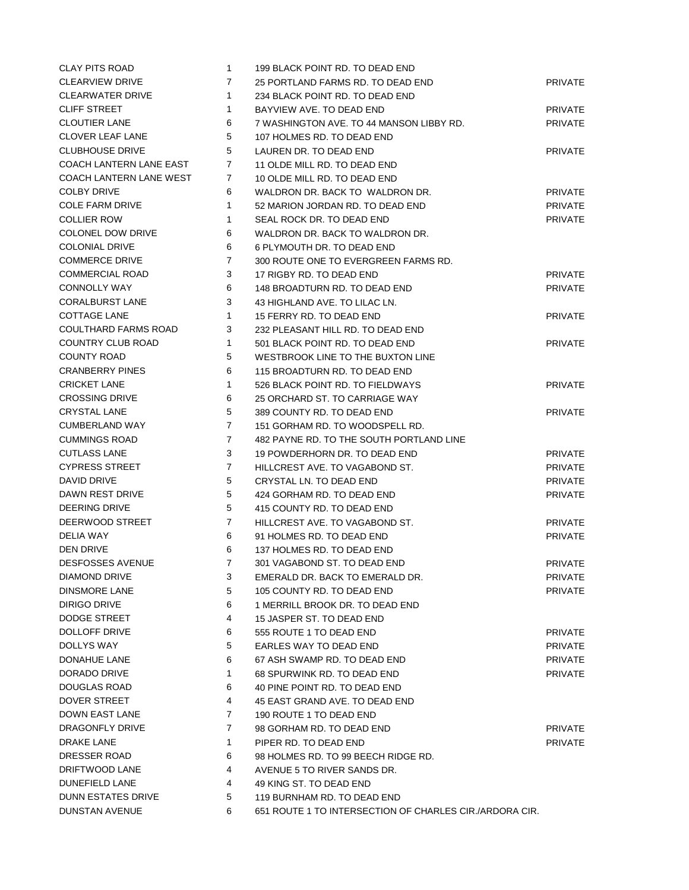| | | | |
|---|---|---|---|
| CLAY PITS ROAD | 1 | 199 BLACK POINT RD. TO DEAD END | |
| CLEARVIEW DRIVE | 7 | 25 PORTLAND FARMS RD. TO DEAD END | PRIVATE |
| CLEARWATER DRIVE | 1 | 234 BLACK POINT RD. TO DEAD END | |
| CLIFF STREET | 1 | BAYVIEW AVE. TO DEAD END | PRIVATE |
| CLOUTIER LANE | 6 | 7 WASHINGTON AVE. TO 44 MANSON LIBBY RD. | PRIVATE |
| CLOVER LEAF LANE | 5 | 107 HOLMES RD. TO DEAD END | |
| CLUBHOUSE DRIVE | 5 | LAUREN DR. TO DEAD END | PRIVATE |
| COACH LANTERN LANE EAST | 7 | 11 OLDE MILL RD. TO DEAD END | |
| COACH LANTERN LANE WEST | 7 | 10 OLDE MILL RD. TO DEAD END | |
| COLBY DRIVE | 6 | WALDRON DR. BACK TO WALDRON DR. | PRIVATE |
| COLE FARM DRIVE | 1 | 52 MARION JORDAN RD. TO DEAD END | PRIVATE |
| COLLIER ROW | 1 | SEAL ROCK DR. TO DEAD END | PRIVATE |
| COLONEL DOW DRIVE | 6 | WALDRON DR. BACK TO WALDRON DR. | |
| COLONIAL DRIVE | 6 | 6 PLYMOUTH DR. TO DEAD END | |
| COMMERCE DRIVE | 7 | 300 ROUTE ONE TO EVERGREEN FARMS RD. | |
| COMMERCIAL ROAD | 3 | 17 RIGBY RD. TO DEAD END | PRIVATE |
| CONNOLLY WAY | 6 | 148 BROADTURN RD. TO DEAD END | PRIVATE |
| CORALBURST LANE | 3 | 43 HIGHLAND AVE. TO LILAC LN. | |
| COTTAGE LANE | 1 | 15 FERRY RD. TO DEAD END | PRIVATE |
| COULTHARD FARMS ROAD | 3 | 232 PLEASANT HILL RD. TO DEAD END | |
| COUNTRY CLUB ROAD | 1 | 501 BLACK POINT RD. TO DEAD END | PRIVATE |
| COUNTY ROAD | 5 | WESTBROOK LINE TO THE BUXTON LINE | |
| CRANBERRY PINES | 6 | 115 BROADTURN RD. TO DEAD END | |
| CRICKET LANE | 1 | 526 BLACK POINT RD. TO FIELDWAYS | PRIVATE |
| CROSSING DRIVE | 6 | 25 ORCHARD ST. TO CARRIAGE WAY | |
| CRYSTAL LANE | 5 | 389 COUNTY RD. TO DEAD END | PRIVATE |
| CUMBERLAND WAY | 7 | 151 GORHAM RD. TO WOODSPELL RD. | |
| CUMMINGS ROAD | 7 | 482 PAYNE RD. TO THE SOUTH PORTLAND LINE | |
| CUTLASS LANE | 3 | 19 POWDERHORN DR. TO DEAD END | PRIVATE |
| CYPRESS STREET | 7 | HILLCREST AVE. TO VAGABOND ST. | PRIVATE |
| DAVID DRIVE | 5 | CRYSTAL LN. TO DEAD END | PRIVATE |
| DAWN REST DRIVE | 5 | 424 GORHAM RD. TO DEAD END | PRIVATE |
| DEERING DRIVE | 5 | 415 COUNTY RD. TO DEAD END | |
| DEERWOOD STREET | 7 | HILLCREST AVE. TO VAGABOND ST. | PRIVATE |
| DELIA WAY | 6 | 91 HOLMES RD. TO DEAD END | PRIVATE |
| DEN DRIVE | 6 | 137 HOLMES RD. TO DEAD END | |
| DESFOSSES AVENUE | 7 | 301 VAGABOND ST. TO DEAD END | PRIVATE |
| DIAMOND DRIVE | 3 | EMERALD DR. BACK TO EMERALD DR. | PRIVATE |
| DINSMORE LANE | 5 | 105 COUNTY RD. TO DEAD END | PRIVATE |
| DIRIGO DRIVE | 6 | 1 MERRILL BROOK DR. TO DEAD END | |
| DODGE STREET | 4 | 15 JASPER ST. TO DEAD END | |
| DOLLOFF DRIVE | 6 | 555 ROUTE 1 TO DEAD END | PRIVATE |
| DOLLYS WAY | 5 | EARLES WAY TO DEAD END | PRIVATE |
| DONAHUE LANE | 6 | 67 ASH SWAMP RD. TO DEAD END | PRIVATE |
| DORADO DRIVE | 1 | 68 SPURWINK RD. TO DEAD END | PRIVATE |
| DOUGLAS ROAD | 6 | 40 PINE POINT RD. TO DEAD END | |
| DOVER STREET | 4 | 45 EAST GRAND AVE. TO DEAD END | |
| DOWN EAST LANE | 7 | 190 ROUTE 1 TO DEAD END | |
| DRAGONFLY DRIVE | 7 | 98 GORHAM RD. TO DEAD END | PRIVATE |
| DRAKE LANE | 1 | PIPER RD. TO DEAD END | PRIVATE |
| DRESSER ROAD | 6 | 98 HOLMES RD. TO 99 BEECH RIDGE RD. | |
| DRIFTWOOD LANE | 4 | AVENUE 5 TO RIVER SANDS DR. | |
| DUNEFIELD LANE | 4 | 49 KING ST. TO DEAD END | |
| DUNN ESTATES DRIVE | 5 | 119 BURNHAM RD. TO DEAD END | |
| DUNSTAN AVENUE | 6 | 651 ROUTE 1 TO INTERSECTION OF CHARLES CIR./ARDORA CIR. | |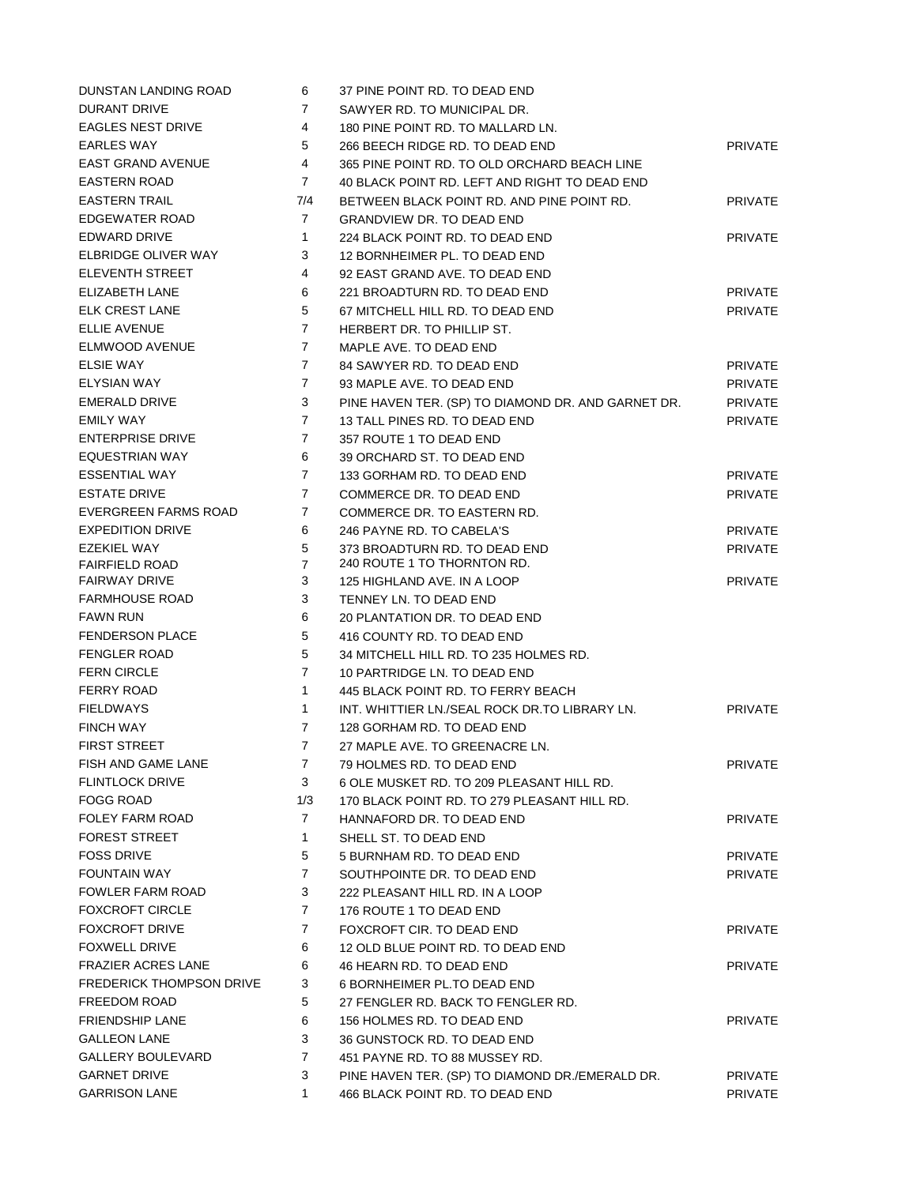| | | | |
|---|---|---|---|
| DUNSTAN LANDING ROAD | 6 | 37 PINE POINT RD. TO DEAD END | |
| DURANT DRIVE | 7 | SAWYER RD. TO MUNICIPAL DR. | |
| EAGLES NEST DRIVE | 4 | 180 PINE POINT RD. TO MALLARD LN. | |
| EARLES WAY | 5 | 266 BEECH RIDGE RD. TO DEAD END | PRIVATE |
| EAST GRAND AVENUE | 4 | 365 PINE POINT RD. TO OLD ORCHARD BEACH LINE | |
| EASTERN ROAD | 7 | 40 BLACK POINT RD. LEFT AND RIGHT TO DEAD END | |
| EASTERN TRAIL | 7/4 | BETWEEN BLACK POINT RD. AND PINE POINT RD. | PRIVATE |
| EDGEWATER ROAD | 7 | GRANDVIEW DR. TO DEAD END | |
| EDWARD DRIVE | 1 | 224 BLACK POINT RD. TO DEAD END | PRIVATE |
| ELBRIDGE OLIVER WAY | 3 | 12 BORNHEIMER PL. TO DEAD END | |
| ELEVENTH STREET | 4 | 92 EAST GRAND AVE. TO DEAD END | |
| ELIZABETH LANE | 6 | 221 BROADTURN RD. TO DEAD END | PRIVATE |
| ELK CREST LANE | 5 | 67 MITCHELL HILL RD. TO DEAD END | PRIVATE |
| ELLIE AVENUE | 7 | HERBERT DR. TO PHILLIP ST. | |
| ELMWOOD AVENUE | 7 | MAPLE AVE. TO DEAD END | |
| ELSIE WAY | 7 | 84 SAWYER RD. TO DEAD END | PRIVATE |
| ELYSIAN WAY | 7 | 93 MAPLE AVE. TO DEAD END | PRIVATE |
| EMERALD DRIVE | 3 | PINE HAVEN TER. (SP) TO DIAMOND DR. AND GARNET DR. | PRIVATE |
| EMILY WAY | 7 | 13 TALL PINES RD. TO DEAD END | PRIVATE |
| ENTERPRISE DRIVE | 7 | 357 ROUTE 1 TO DEAD END | |
| EQUESTRIAN WAY | 6 | 39 ORCHARD ST. TO DEAD END | |
| ESSENTIAL WAY | 7 | 133 GORHAM RD. TO DEAD END | PRIVATE |
| ESTATE DRIVE | 7 | COMMERCE DR. TO DEAD END | PRIVATE |
| EVERGREEN FARMS ROAD | 7 | COMMERCE DR. TO EASTERN RD. | |
| EXPEDITION DRIVE | 6 | 246 PAYNE RD. TO CABELA'S | PRIVATE |
| EZEKIEL WAY | 5 | 373 BROADTURN RD. TO DEAD END | PRIVATE |
| FAIRFIELD ROAD | 7 | 240 ROUTE 1 TO THORNTON RD. | |
| FAIRWAY DRIVE | 3 | 125 HIGHLAND AVE. IN A LOOP | PRIVATE |
| FARMHOUSE ROAD | 3 | TENNEY LN. TO DEAD END | |
| FAWN RUN | 6 | 20 PLANTATION DR. TO DEAD END | |
| FENDERSON PLACE | 5 | 416 COUNTY RD. TO DEAD END | |
| FENGLER ROAD | 5 | 34 MITCHELL HILL RD. TO 235 HOLMES RD. | |
| FERN CIRCLE | 7 | 10 PARTRIDGE LN. TO DEAD END | |
| FERRY ROAD | 1 | 445 BLACK POINT RD. TO FERRY BEACH | |
| FIELDWAYS | 1 | INT. WHITTIER LN./SEAL ROCK DR.TO LIBRARY LN. | PRIVATE |
| FINCH WAY | 7 | 128 GORHAM RD. TO DEAD END | |
| FIRST STREET | 7 | 27 MAPLE AVE. TO GREENACRE LN. | |
| FISH AND GAME LANE | 7 | 79 HOLMES RD. TO DEAD END | PRIVATE |
| FLINTLOCK DRIVE | 3 | 6 OLE MUSKET RD. TO 209 PLEASANT HILL RD. | |
| FOGG ROAD | 1/3 | 170 BLACK POINT RD. TO 279 PLEASANT HILL RD. | |
| FOLEY FARM ROAD | 7 | HANNAFORD DR. TO DEAD END | PRIVATE |
| FOREST STREET | 1 | SHELL ST. TO DEAD END | |
| FOSS DRIVE | 5 | 5 BURNHAM RD. TO DEAD END | PRIVATE |
| FOUNTAIN WAY | 7 | SOUTHPOINTE DR. TO DEAD END | PRIVATE |
| FOWLER FARM ROAD | 3 | 222 PLEASANT HILL RD. IN A LOOP | |
| FOXCROFT CIRCLE | 7 | 176 ROUTE 1 TO DEAD END | |
| FOXCROFT DRIVE | 7 | FOXCROFT CIR. TO DEAD END | PRIVATE |
| FOXWELL DRIVE | 6 | 12 OLD BLUE POINT RD. TO DEAD END | |
| FRAZIER ACRES LANE | 6 | 46 HEARN RD. TO DEAD END | PRIVATE |
| FREDERICK THOMPSON DRIVE | 3 | 6 BORNHEIMER PL.TO DEAD END | |
| FREEDOM ROAD | 5 | 27 FENGLER RD. BACK TO FENGLER RD. | |
| FRIENDSHIP LANE | 6 | 156 HOLMES RD. TO DEAD END | PRIVATE |
| GALLEON LANE | 3 | 36 GUNSTOCK RD. TO DEAD END | |
| GALLERY BOULEVARD | 7 | 451 PAYNE RD. TO 88 MUSSEY RD. | |
| GARNET DRIVE | 3 | PINE HAVEN TER. (SP) TO DIAMOND DR./EMERALD DR. | PRIVATE |
| GARRISON LANE | 1 | 466 BLACK POINT RD. TO DEAD END | PRIVATE |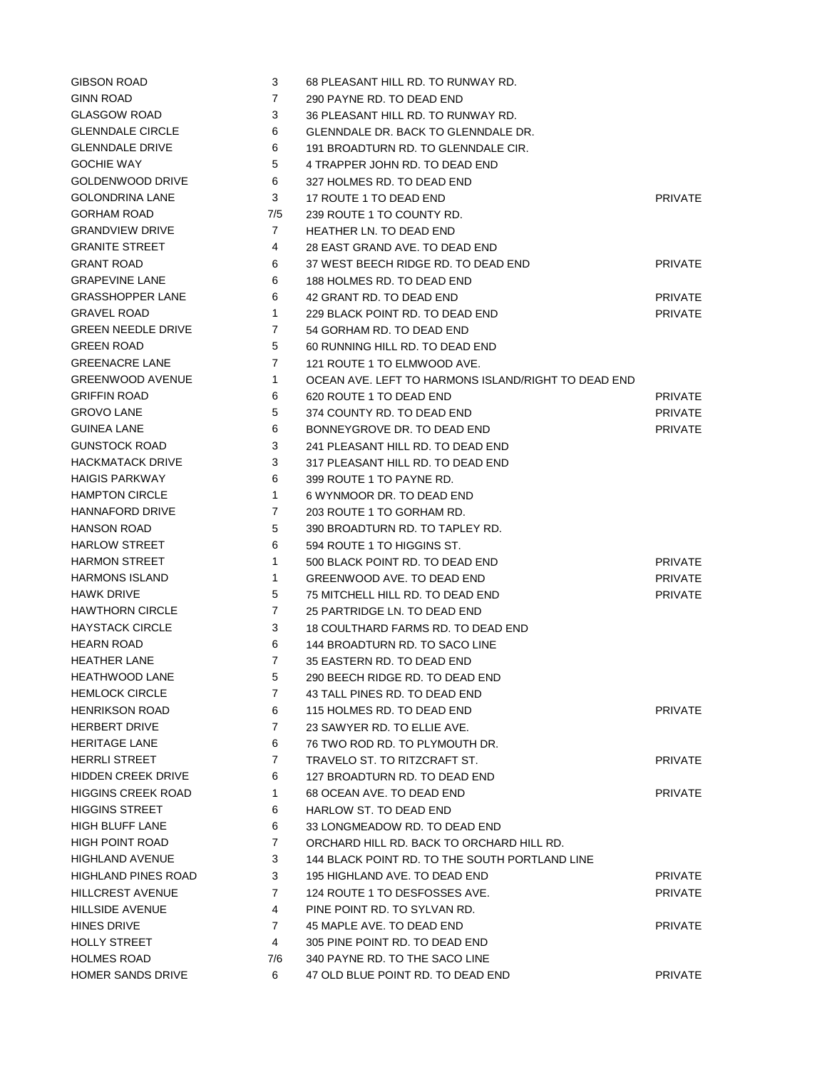| | | | |
|---|---|---|---|
| GIBSON ROAD | 3 | 68 PLEASANT HILL RD. TO RUNWAY RD. | |
| GINN ROAD | 7 | 290 PAYNE RD. TO DEAD END | |
| GLASGOW ROAD | 3 | 36 PLEASANT HILL RD. TO RUNWAY RD. | |
| GLENNDALE CIRCLE | 6 | GLENNDALE DR. BACK TO GLENNDALE DR. | |
| GLENNDALE DRIVE | 6 | 191 BROADTURN RD. TO GLENNDALE CIR. | |
| GOCHIE WAY | 5 | 4 TRAPPER JOHN RD. TO DEAD END | |
| GOLDENWOOD DRIVE | 6 | 327 HOLMES RD. TO DEAD END | |
| GOLONDRINA LANE | 3 | 17 ROUTE 1 TO DEAD END | PRIVATE |
| GORHAM ROAD | 7/5 | 239 ROUTE 1 TO COUNTY RD. | |
| GRANDVIEW DRIVE | 7 | HEATHER LN. TO DEAD END | |
| GRANITE STREET | 4 | 28 EAST GRAND AVE. TO DEAD END | |
| GRANT ROAD | 6 | 37 WEST BEECH RIDGE RD. TO DEAD END | PRIVATE |
| GRAPEVINE LANE | 6 | 188 HOLMES RD. TO DEAD END | |
| GRASSHOPPER LANE | 6 | 42 GRANT RD. TO DEAD END | PRIVATE |
| GRAVEL ROAD | 1 | 229 BLACK POINT RD. TO DEAD END | PRIVATE |
| GREEN NEEDLE DRIVE | 7 | 54 GORHAM RD. TO DEAD END | |
| GREEN ROAD | 5 | 60 RUNNING HILL RD. TO DEAD END | |
| GREENACRE LANE | 7 | 121 ROUTE 1 TO ELMWOOD AVE. | |
| GREENWOOD AVENUE | 1 | OCEAN AVE. LEFT TO HARMONS ISLAND/RIGHT TO DEAD END | |
| GRIFFIN ROAD | 6 | 620 ROUTE 1 TO DEAD END | PRIVATE |
| GROVO LANE | 5 | 374 COUNTY RD. TO DEAD END | PRIVATE |
| GUINEA LANE | 6 | BONNEYGROVE DR. TO DEAD END | PRIVATE |
| GUNSTOCK ROAD | 3 | 241 PLEASANT HILL RD. TO DEAD END | |
| HACKMATACK DRIVE | 3 | 317 PLEASANT HILL RD. TO DEAD END | |
| HAIGIS PARKWAY | 6 | 399 ROUTE 1 TO PAYNE RD. | |
| HAMPTON CIRCLE | 1 | 6 WYNMOOR DR. TO DEAD END | |
| HANNAFORD DRIVE | 7 | 203 ROUTE 1 TO GORHAM RD. | |
| HANSON ROAD | 5 | 390 BROADTURN RD. TO TAPLEY RD. | |
| HARLOW STREET | 6 | 594 ROUTE 1 TO HIGGINS ST. | |
| HARMON STREET | 1 | 500 BLACK POINT RD. TO DEAD END | PRIVATE |
| HARMONS ISLAND | 1 | GREENWOOD AVE. TO DEAD END | PRIVATE |
| HAWK DRIVE | 5 | 75 MITCHELL HILL RD. TO DEAD END | PRIVATE |
| HAWTHORN CIRCLE | 7 | 25 PARTRIDGE LN. TO DEAD END | |
| HAYSTACK CIRCLE | 3 | 18 COULTHARD FARMS RD. TO DEAD END | |
| HEARN ROAD | 6 | 144 BROADTURN RD. TO SACO LINE | |
| HEATHER LANE | 7 | 35 EASTERN RD. TO DEAD END | |
| HEATHWOOD LANE | 5 | 290 BEECH RIDGE RD. TO DEAD END | |
| HEMLOCK CIRCLE | 7 | 43 TALL PINES RD. TO DEAD END | |
| HENRIKSON ROAD | 6 | 115 HOLMES RD. TO DEAD END | PRIVATE |
| HERBERT DRIVE | 7 | 23 SAWYER RD. TO ELLIE AVE. | |
| HERITAGE LANE | 6 | 76 TWO ROD RD. TO PLYMOUTH DR. | |
| HERRLI STREET | 7 | TRAVELO ST. TO RITZCRAFT ST. | PRIVATE |
| HIDDEN CREEK DRIVE | 6 | 127 BROADTURN RD. TO DEAD END | |
| HIGGINS CREEK ROAD | 1 | 68 OCEAN AVE. TO DEAD END | PRIVATE |
| HIGGINS STREET | 6 | HARLOW ST. TO DEAD END | |
| HIGH BLUFF LANE | 6 | 33 LONGMEADOW RD. TO DEAD END | |
| HIGH POINT ROAD | 7 | ORCHARD HILL RD. BACK TO ORCHARD HILL RD. | |
| HIGHLAND AVENUE | 3 | 144 BLACK POINT RD. TO THE SOUTH PORTLAND LINE | |
| HIGHLAND PINES ROAD | 3 | 195 HIGHLAND AVE. TO DEAD END | PRIVATE |
| HILLCREST AVENUE | 7 | 124 ROUTE 1 TO DESFOSSES AVE. | PRIVATE |
| HILLSIDE AVENUE | 4 | PINE POINT RD. TO SYLVAN RD. | |
| HINES DRIVE | 7 | 45 MAPLE AVE. TO DEAD END | PRIVATE |
| HOLLY STREET | 4 | 305 PINE POINT RD. TO DEAD END | |
| HOLMES ROAD | 7/6 | 340 PAYNE RD. TO THE SACO LINE | |
| HOMER SANDS DRIVE | 6 | 47 OLD BLUE POINT RD. TO DEAD END | PRIVATE |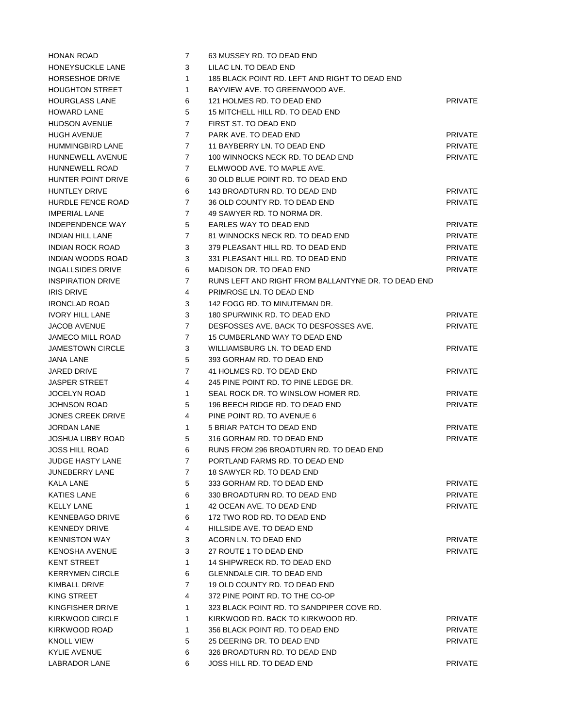| | | | |
|---|---|---|---|
| HONAN ROAD | 7 | 63 MUSSEY RD. TO DEAD END | |
| HONEYSUCKLE LANE | 3 | LILAC LN. TO DEAD END | |
| HORSESHOE DRIVE | 1 | 185 BLACK POINT RD. LEFT AND RIGHT TO DEAD END | |
| HOUGHTON STREET | 1 | BAYVIEW AVE. TO GREENWOOD AVE. | |
| HOURGLASS LANE | 6 | 121 HOLMES RD. TO DEAD END | PRIVATE |
| HOWARD LANE | 5 | 15 MITCHELL HILL RD. TO DEAD END | |
| HUDSON AVENUE | 7 | FIRST ST. TO DEAD END | |
| HUGH AVENUE | 7 | PARK AVE. TO DEAD END | PRIVATE |
| HUMMINGBIRD LANE | 7 | 11 BAYBERRY LN. TO DEAD END | PRIVATE |
| HUNNEWELL AVENUE | 7 | 100 WINNOCKS NECK RD. TO DEAD END | PRIVATE |
| HUNNEWELL ROAD | 7 | ELMWOOD AVE. TO MAPLE AVE. | |
| HUNTER POINT DRIVE | 6 | 30 OLD BLUE POINT RD. TO DEAD END | |
| HUNTLEY DRIVE | 6 | 143 BROADTURN RD. TO DEAD END | PRIVATE |
| HURDLE FENCE ROAD | 7 | 36 OLD COUNTY RD. TO DEAD END | PRIVATE |
| IMPERIAL LANE | 7 | 49 SAWYER RD. TO NORMA DR. | |
| INDEPENDENCE WAY | 5 | EARLES WAY TO DEAD END | PRIVATE |
| INDIAN HILL LANE | 7 | 81 WINNOCKS NECK RD. TO DEAD END | PRIVATE |
| INDIAN ROCK ROAD | 3 | 379 PLEASANT HILL RD. TO DEAD END | PRIVATE |
| INDIAN WOODS ROAD | 3 | 331 PLEASANT HILL RD. TO DEAD END | PRIVATE |
| INGALLSIDES DRIVE | 6 | MADISON DR. TO DEAD END | PRIVATE |
| INSPIRATION DRIVE | 7 | RUNS LEFT AND RIGHT FROM BALLANTYNE DR. TO DEAD END | |
| IRIS DRIVE | 4 | PRIMROSE LN. TO DEAD END | |
| IRONCLAD ROAD | 3 | 142 FOGG RD. TO MINUTEMAN DR. | |
| IVORY HILL LANE | 3 | 180 SPURWINK RD. TO DEAD END | PRIVATE |
| JACOB AVENUE | 7 | DESFOSSES AVE. BACK TO DESFOSSES AVE. | PRIVATE |
| JAMECO MILL ROAD | 7 | 15 CUMBERLAND WAY TO DEAD END | |
| JAMESTOWN CIRCLE | 3 | WILLIAMSBURG LN. TO DEAD END | PRIVATE |
| JANA LANE | 5 | 393 GORHAM RD. TO DEAD END | |
| JARED DRIVE | 7 | 41 HOLMES RD. TO DEAD END | PRIVATE |
| JASPER STREET | 4 | 245 PINE POINT RD. TO PINE LEDGE DR. | |
| JOCELYN ROAD | 1 | SEAL ROCK DR. TO WINSLOW HOMER RD. | PRIVATE |
| JOHNSON ROAD | 5 | 196 BEECH RIDGE RD. TO DEAD END | PRIVATE |
| JONES CREEK DRIVE | 4 | PINE POINT RD. TO AVENUE 6 | |
| JORDAN LANE | 1 | 5 BRIAR PATCH TO DEAD END | PRIVATE |
| JOSHUA LIBBY ROAD | 5 | 316 GORHAM RD. TO DEAD END | PRIVATE |
| JOSS HILL ROAD | 6 | RUNS FROM 296 BROADTURN RD. TO DEAD END | |
| JUDGE HASTY LANE | 7 | PORTLAND FARMS RD. TO DEAD END | |
| JUNEBERRY LANE | 7 | 18 SAWYER RD. TO DEAD END | |
| KALA LANE | 5 | 333 GORHAM RD. TO DEAD END | PRIVATE |
| KATIES LANE | 6 | 330 BROADTURN RD. TO DEAD END | PRIVATE |
| KELLY LANE | 1 | 42 OCEAN AVE. TO DEAD END | PRIVATE |
| KENNEBAGO DRIVE | 6 | 172 TWO ROD RD. TO DEAD END | |
| KENNEDY DRIVE | 4 | HILLSIDE AVE. TO DEAD END | |
| KENNISTON WAY | 3 | ACORN LN. TO DEAD END | PRIVATE |
| KENOSHA AVENUE | 3 | 27 ROUTE 1 TO DEAD END | PRIVATE |
| KENT STREET | 1 | 14 SHIPWRECK RD. TO DEAD END | |
| KERRYMEN CIRCLE | 6 | GLENNDALE CIR. TO DEAD END | |
| KIMBALL DRIVE | 7 | 19 OLD COUNTY RD. TO DEAD END | |
| KING STREET | 4 | 372 PINE POINT RD. TO THE CO-OP | |
| KINGFISHER DRIVE | 1 | 323 BLACK POINT RD. TO SANDPIPER COVE RD. | |
| KIRKWOOD CIRCLE | 1 | KIRKWOOD RD. BACK TO KIRKWOOD RD. | PRIVATE |
| KIRKWOOD ROAD | 1 | 356 BLACK POINT RD. TO DEAD END | PRIVATE |
| KNOLL VIEW | 5 | 25 DEERING DR. TO DEAD END | PRIVATE |
| KYLIE AVENUE | 6 | 326 BROADTURN RD. TO DEAD END | |
| LABRADOR LANE | 6 | JOSS HILL RD. TO DEAD END | PRIVATE |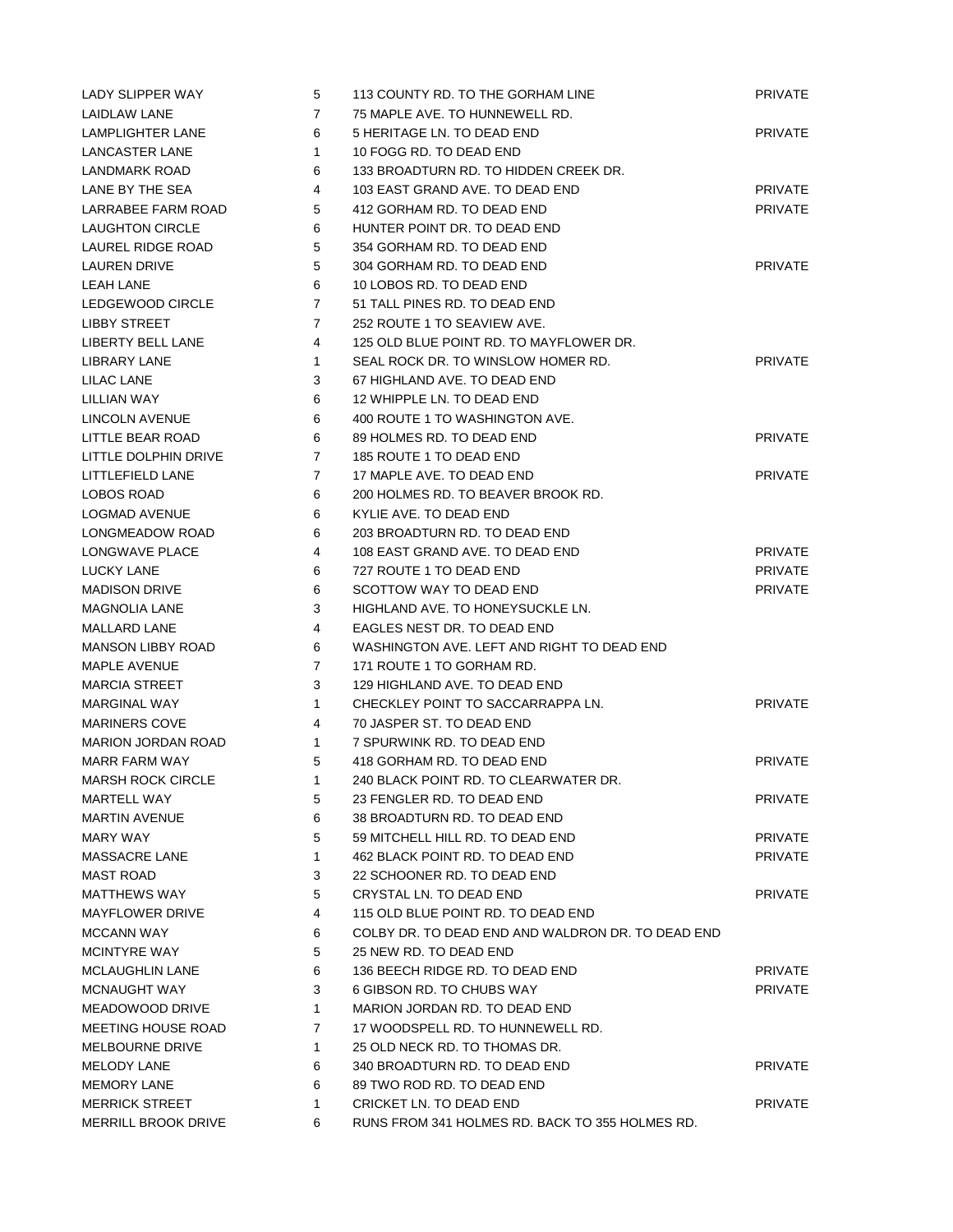| | | | |
|---|---|---|---|
| LADY SLIPPER WAY | 5 | 113 COUNTY RD. TO THE GORHAM LINE | PRIVATE |
| LAIDLAW LANE | 7 | 75 MAPLE AVE. TO HUNNEWELL RD. | |
| LAMPLIGHTER LANE | 6 | 5 HERITAGE LN. TO DEAD END | PRIVATE |
| LANCASTER LANE | 1 | 10 FOGG RD. TO DEAD END | |
| LANDMARK ROAD | 6 | 133 BROADTURN RD. TO HIDDEN CREEK DR. | |
| LANE BY THE SEA | 4 | 103 EAST GRAND AVE. TO DEAD END | PRIVATE |
| LARRABEE FARM ROAD | 5 | 412 GORHAM RD. TO DEAD END | PRIVATE |
| LAUGHTON CIRCLE | 6 | HUNTER POINT DR. TO DEAD END | |
| LAUREL RIDGE ROAD | 5 | 354 GORHAM RD. TO DEAD END | |
| LAUREN DRIVE | 5 | 304 GORHAM RD. TO DEAD END | PRIVATE |
| LEAH LANE | 6 | 10 LOBOS RD. TO DEAD END | |
| LEDGEWOOD CIRCLE | 7 | 51 TALL PINES RD. TO DEAD END | |
| LIBBY STREET | 7 | 252 ROUTE 1 TO SEAVIEW AVE. | |
| LIBERTY BELL LANE | 4 | 125 OLD BLUE POINT RD. TO MAYFLOWER DR. | |
| LIBRARY LANE | 1 | SEAL ROCK DR. TO WINSLOW HOMER RD. | PRIVATE |
| LILAC LANE | 3 | 67 HIGHLAND AVE. TO DEAD END | |
| LILLIAN WAY | 6 | 12 WHIPPLE LN. TO DEAD END | |
| LINCOLN AVENUE | 6 | 400 ROUTE 1 TO WASHINGTON AVE. | |
| LITTLE BEAR ROAD | 6 | 89 HOLMES RD. TO DEAD END | PRIVATE |
| LITTLE DOLPHIN DRIVE | 7 | 185 ROUTE 1 TO DEAD END | |
| LITTLEFIELD LANE | 7 | 17 MAPLE AVE. TO DEAD END | PRIVATE |
| LOBOS ROAD | 6 | 200 HOLMES RD. TO BEAVER BROOK RD. | |
| LOGMAD AVENUE | 6 | KYLIE AVE. TO DEAD END | |
| LONGMEADOW ROAD | 6 | 203 BROADTURN RD. TO DEAD END | |
| LONGWAVE PLACE | 4 | 108 EAST GRAND AVE. TO DEAD END | PRIVATE |
| LUCKY LANE | 6 | 727 ROUTE 1 TO DEAD END | PRIVATE |
| MADISON DRIVE | 6 | SCOTTOW WAY TO DEAD END | PRIVATE |
| MAGNOLIA LANE | 3 | HIGHLAND AVE. TO HONEYSUCKLE LN. | |
| MALLARD LANE | 4 | EAGLES NEST DR. TO DEAD END | |
| MANSON LIBBY ROAD | 6 | WASHINGTON AVE. LEFT AND RIGHT TO DEAD END | |
| MAPLE AVENUE | 7 | 171 ROUTE 1 TO GORHAM RD. | |
| MARCIA STREET | 3 | 129 HIGHLAND AVE. TO DEAD END | |
| MARGINAL WAY | 1 | CHECKLEY POINT TO SACCARRAPPA LN. | PRIVATE |
| MARINERS COVE | 4 | 70 JASPER ST. TO DEAD END | |
| MARION JORDAN ROAD | 1 | 7 SPURWINK RD. TO DEAD END | |
| MARR FARM WAY | 5 | 418 GORHAM RD. TO DEAD END | PRIVATE |
| MARSH ROCK CIRCLE | 1 | 240 BLACK POINT RD. TO CLEARWATER DR. | |
| MARTELL WAY | 5 | 23 FENGLER RD. TO DEAD END | PRIVATE |
| MARTIN AVENUE | 6 | 38 BROADTURN RD. TO DEAD END | |
| MARY WAY | 5 | 59 MITCHELL HILL RD. TO DEAD END | PRIVATE |
| MASSACRE LANE | 1 | 462 BLACK POINT RD. TO DEAD END | PRIVATE |
| MAST ROAD | 3 | 22 SCHOONER RD. TO DEAD END | |
| MATTHEWS WAY | 5 | CRYSTAL LN. TO DEAD END | PRIVATE |
| MAYFLOWER DRIVE | 4 | 115 OLD BLUE POINT RD. TO DEAD END | |
| MCCANN WAY | 6 | COLBY DR. TO DEAD END AND WALDRON DR. TO DEAD END | |
| MCINTYRE WAY | 5 | 25 NEW RD. TO DEAD END | |
| MCLAUGHLIN LANE | 6 | 136 BEECH RIDGE RD. TO DEAD END | PRIVATE |
| MCNAUGHT WAY | 3 | 6 GIBSON RD. TO CHUBS WAY | PRIVATE |
| MEADOWOOD DRIVE | 1 | MARION JORDAN RD. TO DEAD END | |
| MEETING HOUSE ROAD | 7 | 17 WOODSPELL RD. TO HUNNEWELL RD. | |
| MELBOURNE DRIVE | 1 | 25 OLD NECK RD. TO THOMAS DR. | |
| MELODY LANE | 6 | 340 BROADTURN RD. TO DEAD END | PRIVATE |
| MEMORY LANE | 6 | 89 TWO ROD RD. TO DEAD END | |
| MERRICK STREET | 1 | CRICKET LN. TO DEAD END | PRIVATE |
| MERRILL BROOK DRIVE | 6 | RUNS FROM 341 HOLMES RD. BACK TO 355 HOLMES RD. | |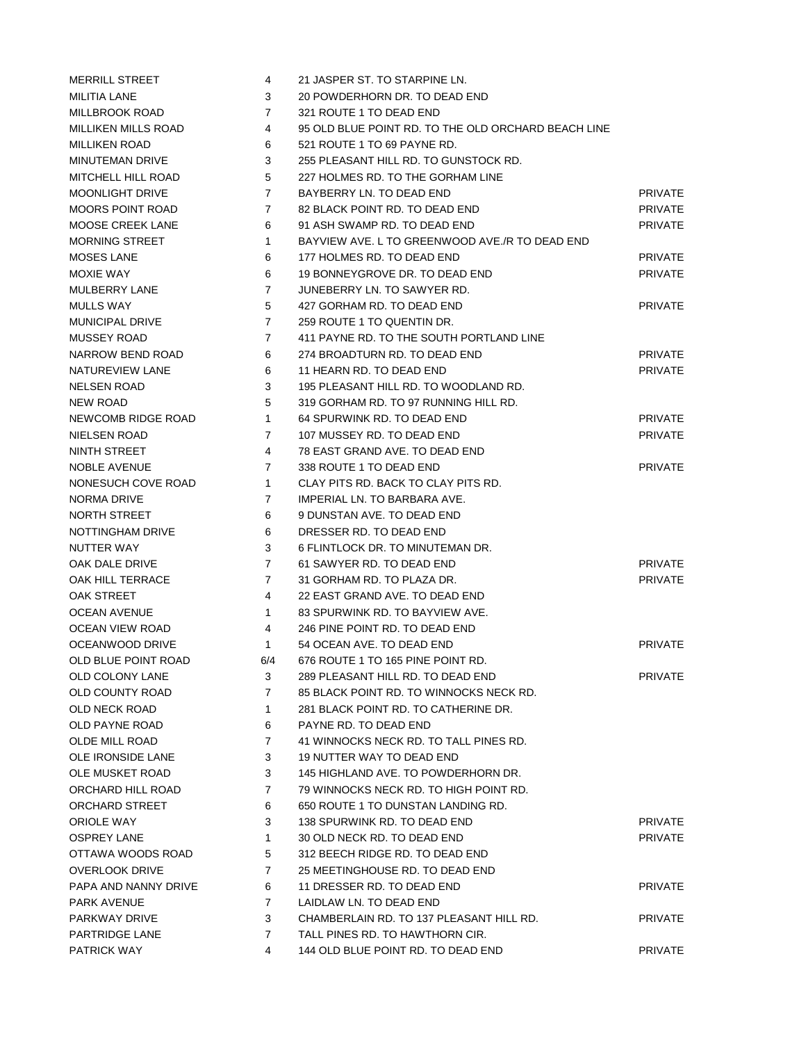| | | | |
|---|---|---|---|
| MERRILL STREET | 4 | 21 JASPER ST. TO STARPINE LN. | |
| MILITIA LANE | 3 | 20 POWDERHORN DR. TO DEAD END | |
| MILLBROOK ROAD | 7 | 321 ROUTE 1 TO DEAD END | |
| MILLIKEN MILLS ROAD | 4 | 95 OLD BLUE POINT RD. TO THE OLD ORCHARD BEACH LINE | |
| MILLIKEN ROAD | 6 | 521 ROUTE 1 TO 69 PAYNE RD. | |
| MINUTEMAN DRIVE | 3 | 255 PLEASANT HILL RD. TO GUNSTOCK RD. | |
| MITCHELL HILL ROAD | 5 | 227 HOLMES RD. TO THE GORHAM LINE | |
| MOONLIGHT DRIVE | 7 | BAYBERRY LN. TO DEAD END | PRIVATE |
| MOORS POINT ROAD | 7 | 82 BLACK POINT RD. TO DEAD END | PRIVATE |
| MOOSE CREEK LANE | 6 | 91 ASH SWAMP RD. TO DEAD END | PRIVATE |
| MORNING STREET | 1 | BAYVIEW AVE. L TO GREENWOOD AVE./R TO DEAD END | |
| MOSES LANE | 6 | 177 HOLMES RD. TO DEAD END | PRIVATE |
| MOXIE WAY | 6 | 19 BONNEYGROVE DR. TO DEAD END | PRIVATE |
| MULBERRY LANE | 7 | JUNEBERRY LN. TO SAWYER RD. | |
| MULLS WAY | 5 | 427 GORHAM RD. TO DEAD END | PRIVATE |
| MUNICIPAL DRIVE | 7 | 259 ROUTE 1 TO QUENTIN DR. | |
| MUSSEY ROAD | 7 | 411 PAYNE RD. TO THE SOUTH PORTLAND LINE | |
| NARROW BEND ROAD | 6 | 274 BROADTURN RD. TO DEAD END | PRIVATE |
| NATUREVIEW LANE | 6 | 11 HEARN RD. TO DEAD END | PRIVATE |
| NELSEN ROAD | 3 | 195 PLEASANT HILL RD. TO WOODLAND RD. | |
| NEW ROAD | 5 | 319 GORHAM RD. TO 97 RUNNING HILL RD. | |
| NEWCOMB RIDGE ROAD | 1 | 64 SPURWINK RD. TO DEAD END | PRIVATE |
| NIELSEN ROAD | 7 | 107 MUSSEY RD. TO DEAD END | PRIVATE |
| NINTH STREET | 4 | 78 EAST GRAND AVE. TO DEAD END | |
| NOBLE AVENUE | 7 | 338 ROUTE 1 TO DEAD END | PRIVATE |
| NONESUCH COVE ROAD | 1 | CLAY PITS RD. BACK TO CLAY PITS RD. | |
| NORMA DRIVE | 7 | IMPERIAL LN. TO BARBARA AVE. | |
| NORTH STREET | 6 | 9 DUNSTAN AVE. TO DEAD END | |
| NOTTINGHAM DRIVE | 6 | DRESSER RD. TO DEAD END | |
| NUTTER WAY | 3 | 6 FLINTLOCK DR. TO MINUTEMAN DR. | |
| OAK DALE DRIVE | 7 | 61 SAWYER RD. TO DEAD END | PRIVATE |
| OAK HILL TERRACE | 7 | 31 GORHAM RD. TO PLAZA DR. | PRIVATE |
| OAK STREET | 4 | 22 EAST GRAND AVE. TO DEAD END | |
| OCEAN AVENUE | 1 | 83 SPURWINK RD. TO BAYVIEW AVE. | |
| OCEAN VIEW ROAD | 4 | 246 PINE POINT RD. TO DEAD END | |
| OCEANWOOD DRIVE | 1 | 54 OCEAN AVE. TO DEAD END | PRIVATE |
| OLD BLUE POINT ROAD | 6/4 | 676 ROUTE 1 TO 165 PINE POINT RD. | |
| OLD COLONY LANE | 3 | 289 PLEASANT HILL RD. TO DEAD END | PRIVATE |
| OLD COUNTY ROAD | 7 | 85 BLACK POINT RD. TO WINNOCKS NECK RD. | |
| OLD NECK ROAD | 1 | 281 BLACK POINT RD. TO CATHERINE DR. | |
| OLD PAYNE ROAD | 6 | PAYNE RD. TO DEAD END | |
| OLDE MILL ROAD | 7 | 41 WINNOCKS NECK RD. TO TALL PINES RD. | |
| OLE IRONSIDE LANE | 3 | 19 NUTTER WAY TO DEAD END | |
| OLE MUSKET ROAD | 3 | 145 HIGHLAND AVE. TO POWDERHORN DR. | |
| ORCHARD HILL ROAD | 7 | 79 WINNOCKS NECK RD. TO HIGH POINT RD. | |
| ORCHARD STREET | 6 | 650 ROUTE 1 TO DUNSTAN LANDING RD. | |
| ORIOLE WAY | 3 | 138 SPURWINK RD. TO DEAD END | PRIVATE |
| OSPREY LANE | 1 | 30 OLD NECK RD. TO DEAD END | PRIVATE |
| OTTAWA WOODS ROAD | 5 | 312 BEECH RIDGE RD. TO DEAD END | |
| OVERLOOK DRIVE | 7 | 25 MEETINGHOUSE RD. TO DEAD END | |
| PAPA AND NANNY DRIVE | 6 | 11 DRESSER RD. TO DEAD END | PRIVATE |
| PARK AVENUE | 7 | LAIDLAW LN. TO DEAD END | |
| PARKWAY DRIVE | 3 | CHAMBERLAIN RD. TO 137 PLEASANT HILL RD. | PRIVATE |
| PARTRIDGE LANE | 7 | TALL PINES RD. TO HAWTHORN CIR. | |
| PATRICK WAY | 4 | 144 OLD BLUE POINT RD. TO DEAD END | PRIVATE |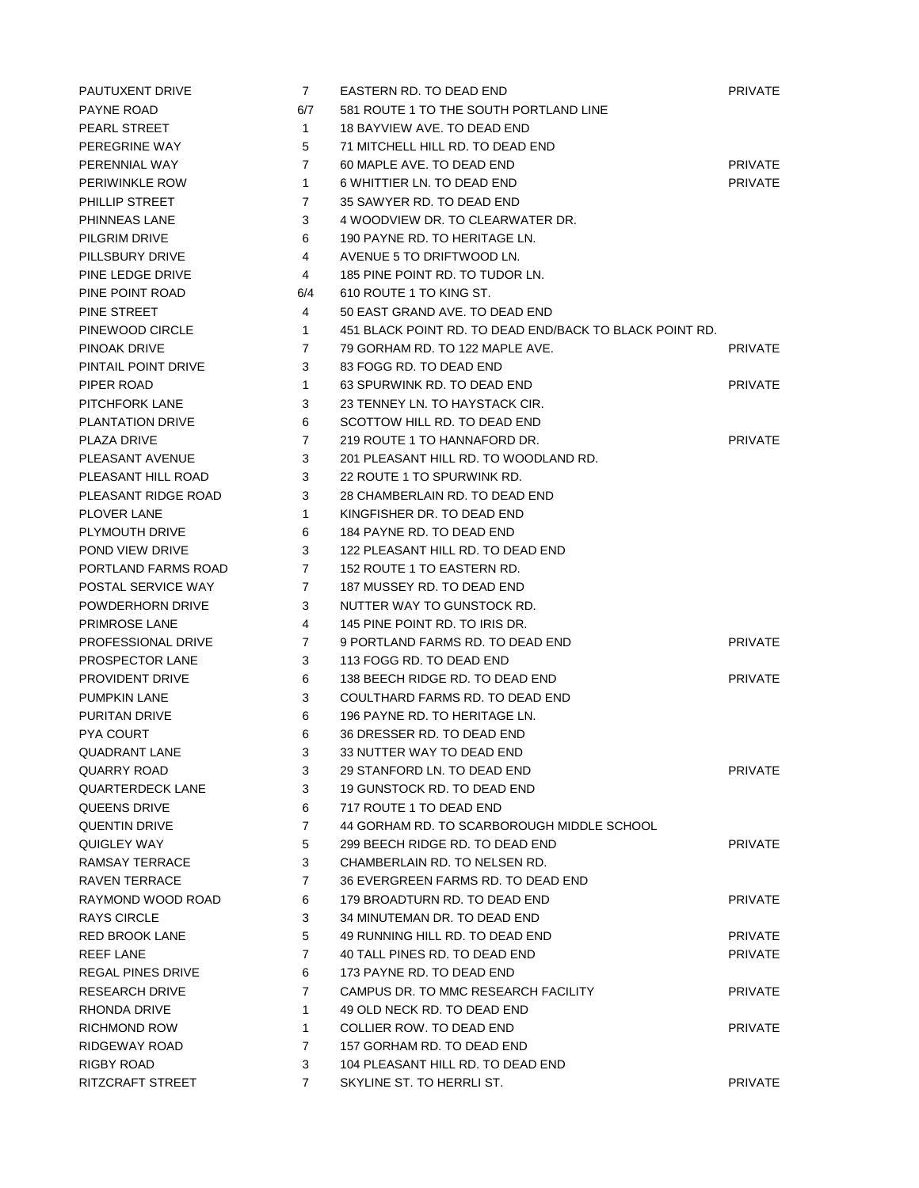| | | | |
|---|---|---|---|
| PAUTUXENT DRIVE | 7 | EASTERN RD. TO DEAD END | PRIVATE |
| PAYNE ROAD | 6/7 | 581 ROUTE 1 TO THE SOUTH PORTLAND LINE | |
| PEARL STREET | 1 | 18 BAYVIEW AVE. TO DEAD END | |
| PEREGRINE WAY | 5 | 71 MITCHELL HILL RD. TO DEAD END | |
| PERENNIAL WAY | 7 | 60 MAPLE AVE. TO DEAD END | PRIVATE |
| PERIWINKLE ROW | 1 | 6 WHITTIER LN. TO DEAD END | PRIVATE |
| PHILLIP STREET | 7 | 35 SAWYER RD. TO DEAD END | |
| PHINNEAS LANE | 3 | 4 WOODVIEW DR. TO CLEARWATER DR. | |
| PILGRIM DRIVE | 6 | 190 PAYNE RD. TO HERITAGE LN. | |
| PILLSBURY DRIVE | 4 | AVENUE 5 TO DRIFTWOOD LN. | |
| PINE LEDGE DRIVE | 4 | 185 PINE POINT RD. TO TUDOR LN. | |
| PINE POINT ROAD | 6/4 | 610 ROUTE 1 TO KING ST. | |
| PINE STREET | 4 | 50 EAST GRAND AVE. TO DEAD END | |
| PINEWOOD CIRCLE | 1 | 451 BLACK POINT RD. TO DEAD END/BACK TO BLACK POINT RD. | |
| PINOAK DRIVE | 7 | 79 GORHAM RD. TO 122 MAPLE AVE. | PRIVATE |
| PINTAIL POINT DRIVE | 3 | 83 FOGG RD. TO DEAD END | |
| PIPER ROAD | 1 | 63 SPURWINK RD. TO DEAD END | PRIVATE |
| PITCHFORK LANE | 3 | 23 TENNEY LN. TO HAYSTACK CIR. | |
| PLANTATION DRIVE | 6 | SCOTTOW HILL RD. TO DEAD END | |
| PLAZA DRIVE | 7 | 219 ROUTE 1 TO HANNAFORD DR. | PRIVATE |
| PLEASANT AVENUE | 3 | 201 PLEASANT HILL RD. TO WOODLAND RD. | |
| PLEASANT HILL ROAD | 3 | 22 ROUTE 1 TO SPURWINK RD. | |
| PLEASANT RIDGE ROAD | 3 | 28 CHAMBERLAIN RD. TO DEAD END | |
| PLOVER LANE | 1 | KINGFISHER DR. TO DEAD END | |
| PLYMOUTH DRIVE | 6 | 184 PAYNE RD. TO DEAD END | |
| POND VIEW DRIVE | 3 | 122 PLEASANT HILL RD. TO DEAD END | |
| PORTLAND FARMS ROAD | 7 | 152 ROUTE 1 TO EASTERN RD. | |
| POSTAL SERVICE WAY | 7 | 187 MUSSEY RD. TO DEAD END | |
| POWDERHORN DRIVE | 3 | NUTTER WAY TO GUNSTOCK RD. | |
| PRIMROSE LANE | 4 | 145 PINE POINT RD. TO IRIS DR. | |
| PROFESSIONAL DRIVE | 7 | 9 PORTLAND FARMS RD. TO DEAD END | PRIVATE |
| PROSPECTOR LANE | 3 | 113 FOGG RD. TO DEAD END | |
| PROVIDENT DRIVE | 6 | 138 BEECH RIDGE RD. TO DEAD END | PRIVATE |
| PUMPKIN LANE | 3 | COULTHARD FARMS RD. TO DEAD END | |
| PURITAN DRIVE | 6 | 196 PAYNE RD. TO HERITAGE LN. | |
| PYA COURT | 6 | 36 DRESSER RD. TO DEAD END | |
| QUADRANT LANE | 3 | 33 NUTTER WAY TO DEAD END | |
| QUARRY ROAD | 3 | 29 STANFORD LN. TO DEAD END | PRIVATE |
| QUARTERDECK LANE | 3 | 19 GUNSTOCK RD. TO DEAD END | |
| QUEENS DRIVE | 6 | 717 ROUTE 1 TO DEAD END | |
| QUENTIN DRIVE | 7 | 44 GORHAM RD. TO SCARBOROUGH MIDDLE SCHOOL | |
| QUIGLEY WAY | 5 | 299 BEECH RIDGE RD. TO DEAD END | PRIVATE |
| RAMSAY TERRACE | 3 | CHAMBERLAIN RD. TO NELSEN RD. | |
| RAVEN TERRACE | 7 | 36 EVERGREEN FARMS RD. TO DEAD END | |
| RAYMOND WOOD ROAD | 6 | 179 BROADTURN RD. TO DEAD END | PRIVATE |
| RAYS CIRCLE | 3 | 34 MINUTEMAN DR. TO DEAD END | |
| RED BROOK LANE | 5 | 49 RUNNING HILL RD. TO DEAD END | PRIVATE |
| REEF LANE | 7 | 40 TALL PINES RD. TO DEAD END | PRIVATE |
| REGAL PINES DRIVE | 6 | 173 PAYNE RD. TO DEAD END | |
| RESEARCH DRIVE | 7 | CAMPUS DR. TO MMC RESEARCH FACILITY | PRIVATE |
| RHONDA DRIVE | 1 | 49 OLD NECK RD. TO DEAD END | |
| RICHMOND ROW | 1 | COLLIER ROW. TO DEAD END | PRIVATE |
| RIDGEWAY ROAD | 7 | 157 GORHAM RD. TO DEAD END | |
| RIGBY ROAD | 3 | 104 PLEASANT HILL RD. TO DEAD END | |
| RITZCRAFT STREET | 7 | SKYLINE ST. TO HERRLI ST. | PRIVATE |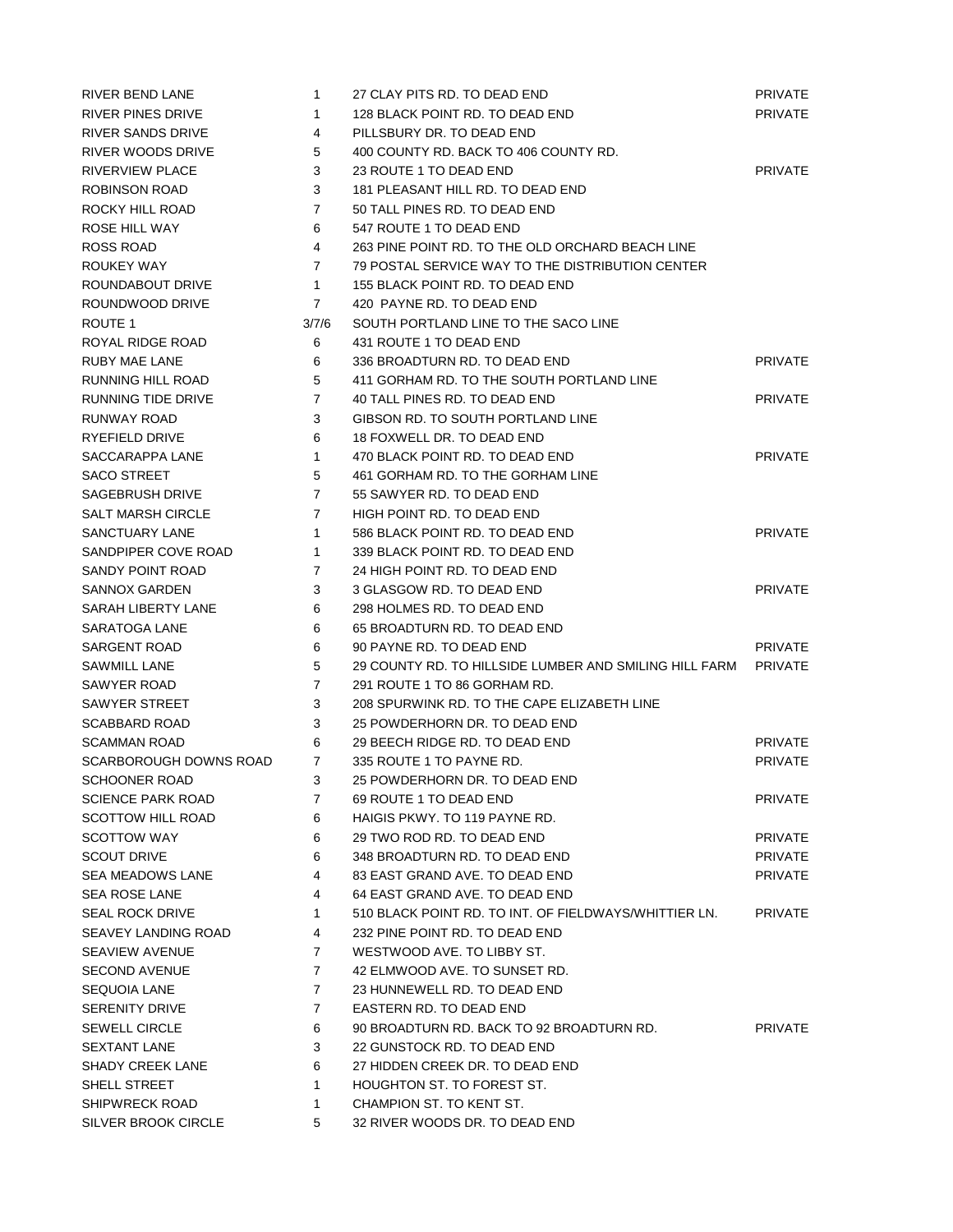| | | | |
|---|---|---|---|
| RIVER BEND LANE | 1 | 27 CLAY PITS RD. TO DEAD END | PRIVATE |
| RIVER PINES DRIVE | 1 | 128 BLACK POINT RD. TO DEAD END | PRIVATE |
| RIVER SANDS DRIVE | 4 | PILLSBURY DR. TO DEAD END | |
| RIVER WOODS DRIVE | 5 | 400 COUNTY RD. BACK TO 406 COUNTY RD. | |
| RIVERVIEW PLACE | 3 | 23 ROUTE 1 TO DEAD END | PRIVATE |
| ROBINSON ROAD | 3 | 181 PLEASANT HILL RD. TO DEAD END | |
| ROCKY HILL ROAD | 7 | 50 TALL PINES RD. TO DEAD END | |
| ROSE HILL WAY | 6 | 547 ROUTE 1 TO DEAD END | |
| ROSS ROAD | 4 | 263 PINE POINT RD. TO THE OLD ORCHARD BEACH LINE | |
| ROUKEY WAY | 7 | 79 POSTAL SERVICE WAY TO THE DISTRIBUTION CENTER | |
| ROUNDABOUT DRIVE | 1 | 155 BLACK POINT RD. TO DEAD END | |
| ROUNDWOOD DRIVE | 7 | 420 PAYNE RD. TO DEAD END | |
| ROUTE 1 | 3/7/6 | SOUTH PORTLAND LINE TO THE SACO LINE | |
| ROYAL RIDGE ROAD | 6 | 431 ROUTE 1 TO DEAD END | |
| RUBY MAE LANE | 6 | 336 BROADTURN RD. TO DEAD END | PRIVATE |
| RUNNING HILL ROAD | 5 | 411 GORHAM RD. TO THE SOUTH PORTLAND LINE | |
| RUNNING TIDE DRIVE | 7 | 40 TALL PINES RD. TO DEAD END | PRIVATE |
| RUNWAY ROAD | 3 | GIBSON RD. TO SOUTH PORTLAND LINE | |
| RYEFIELD DRIVE | 6 | 18 FOXWELL DR. TO DEAD END | |
| SACCARAPPA LANE | 1 | 470 BLACK POINT RD. TO DEAD END | PRIVATE |
| SACO STREET | 5 | 461 GORHAM RD. TO THE GORHAM LINE | |
| SAGEBRUSH DRIVE | 7 | 55 SAWYER RD. TO DEAD END | |
| SALT MARSH CIRCLE | 7 | HIGH POINT RD. TO DEAD END | |
| SANCTUARY LANE | 1 | 586 BLACK POINT RD. TO DEAD END | PRIVATE |
| SANDPIPER COVE ROAD | 1 | 339 BLACK POINT RD. TO DEAD END | |
| SANDY POINT ROAD | 7 | 24 HIGH POINT RD. TO DEAD END | |
| SANNOX GARDEN | 3 | 3 GLASGOW RD. TO DEAD END | PRIVATE |
| SARAH LIBERTY LANE | 6 | 298 HOLMES RD. TO DEAD END | |
| SARATOGA LANE | 6 | 65 BROADTURN RD. TO DEAD END | |
| SARGENT ROAD | 6 | 90 PAYNE RD. TO DEAD END | PRIVATE |
| SAWMILL LANE | 5 | 29 COUNTY RD. TO HILLSIDE LUMBER AND SMILING HILL FARM | PRIVATE |
| SAWYER ROAD | 7 | 291 ROUTE 1 TO 86 GORHAM RD. | |
| SAWYER STREET | 3 | 208 SPURWINK RD. TO THE CAPE ELIZABETH LINE | |
| SCABBARD ROAD | 3 | 25 POWDERHORN DR. TO DEAD END | |
| SCAMMAN ROAD | 6 | 29 BEECH RIDGE RD. TO DEAD END | PRIVATE |
| SCARBOROUGH DOWNS ROAD | 7 | 335 ROUTE 1 TO PAYNE RD. | PRIVATE |
| SCHOONER ROAD | 3 | 25 POWDERHORN DR. TO DEAD END | |
| SCIENCE PARK ROAD | 7 | 69 ROUTE 1 TO DEAD END | PRIVATE |
| SCOTTOW HILL ROAD | 6 | HAIGIS PKWY. TO 119 PAYNE RD. | |
| SCOTTOW WAY | 6 | 29 TWO ROD RD. TO DEAD END | PRIVATE |
| SCOUT DRIVE | 6 | 348 BROADTURN RD. TO DEAD END | PRIVATE |
| SEA MEADOWS LANE | 4 | 83 EAST GRAND AVE. TO DEAD END | PRIVATE |
| SEA ROSE LANE | 4 | 64 EAST GRAND AVE. TO DEAD END | |
| SEAL ROCK DRIVE | 1 | 510 BLACK POINT RD. TO INT. OF FIELDWAYS/WHITTIER LN. | PRIVATE |
| SEAVEY LANDING ROAD | 4 | 232 PINE POINT RD. TO DEAD END | |
| SEAVIEW AVENUE | 7 | WESTWOOD AVE. TO LIBBY ST. | |
| SECOND AVENUE | 7 | 42 ELMWOOD AVE. TO SUNSET RD. | |
| SEQUOIA LANE | 7 | 23 HUNNEWELL RD. TO DEAD END | |
| SERENITY DRIVE | 7 | EASTERN RD. TO DEAD END | |
| SEWELL CIRCLE | 6 | 90 BROADTURN RD. BACK TO 92 BROADTURN RD. | PRIVATE |
| SEXTANT LANE | 3 | 22 GUNSTOCK RD. TO DEAD END | |
| SHADY CREEK LANE | 6 | 27 HIDDEN CREEK DR. TO DEAD END | |
| SHELL STREET | 1 | HOUGHTON ST. TO FOREST ST. | |
| SHIPWRECK ROAD | 1 | CHAMPION ST. TO KENT ST. | |
| SILVER BROOK CIRCLE | 5 | 32 RIVER WOODS DR. TO DEAD END | |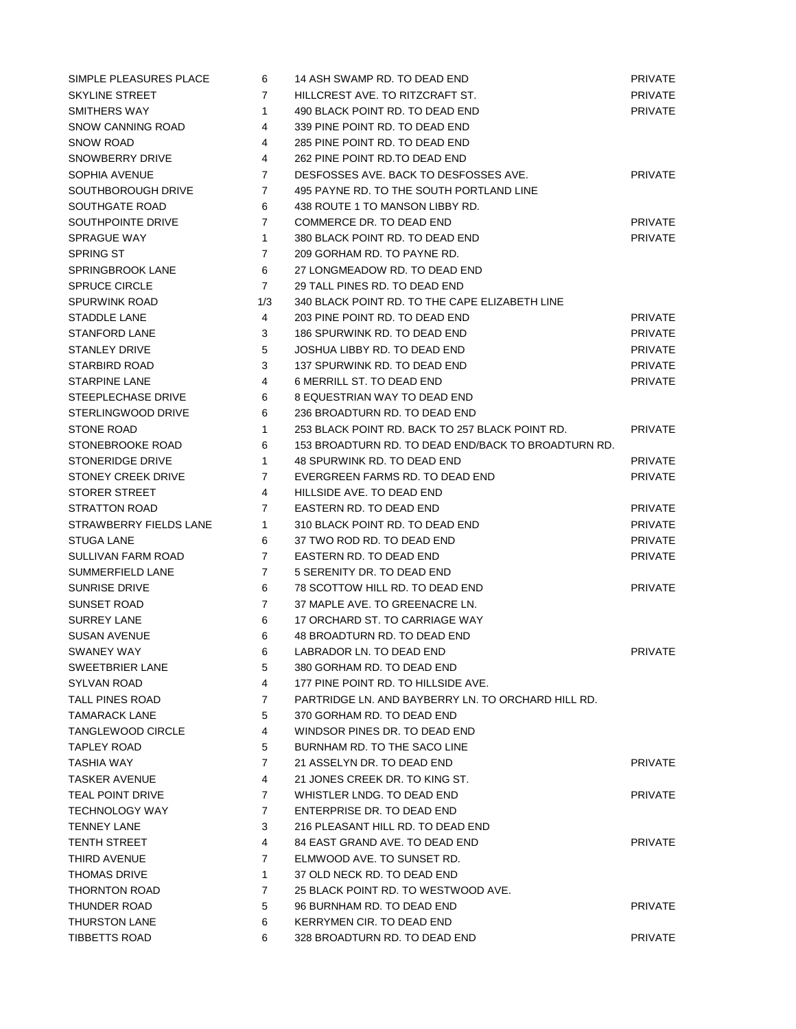| | | | |
|---|---|---|---|
| SIMPLE PLEASURES PLACE | 6 | 14 ASH SWAMP RD. TO DEAD END | PRIVATE |
| SKYLINE STREET | 7 | HILLCREST AVE. TO RITZCRAFT ST. | PRIVATE |
| SMITHERS WAY | 1 | 490 BLACK POINT RD. TO DEAD END | PRIVATE |
| SNOW CANNING ROAD | 4 | 339 PINE POINT RD. TO DEAD END | |
| SNOW ROAD | 4 | 285 PINE POINT RD. TO DEAD END | |
| SNOWBERRY DRIVE | 4 | 262 PINE POINT RD.TO DEAD END | |
| SOPHIA AVENUE | 7 | DESFOSSES AVE. BACK TO DESFOSSES AVE. | PRIVATE |
| SOUTHBOROUGH DRIVE | 7 | 495 PAYNE RD. TO THE SOUTH PORTLAND LINE | |
| SOUTHGATE ROAD | 6 | 438 ROUTE 1 TO MANSON LIBBY RD. | |
| SOUTHPOINTE DRIVE | 7 | COMMERCE DR. TO DEAD END | PRIVATE |
| SPRAGUE WAY | 1 | 380 BLACK POINT RD. TO DEAD END | PRIVATE |
| SPRING ST | 7 | 209 GORHAM RD. TO PAYNE RD. | |
| SPRINGBROOK LANE | 6 | 27 LONGMEADOW RD. TO DEAD END | |
| SPRUCE CIRCLE | 7 | 29 TALL PINES RD. TO DEAD END | |
| SPURWINK ROAD | 1/3 | 340 BLACK POINT RD. TO THE CAPE ELIZABETH LINE | |
| STADDLE LANE | 4 | 203 PINE POINT RD. TO DEAD END | PRIVATE |
| STANFORD LANE | 3 | 186 SPURWINK RD. TO DEAD END | PRIVATE |
| STANLEY DRIVE | 5 | JOSHUA LIBBY RD. TO DEAD END | PRIVATE |
| STARBIRD ROAD | 3 | 137 SPURWINK RD. TO DEAD END | PRIVATE |
| STARPINE LANE | 4 | 6 MERRILL ST. TO DEAD END | PRIVATE |
| STEEPLECHASE DRIVE | 6 | 8 EQUESTRIAN WAY TO DEAD END | |
| STERLINGWOOD DRIVE | 6 | 236 BROADTURN RD. TO DEAD END | |
| STONE ROAD | 1 | 253 BLACK POINT RD. BACK TO 257 BLACK POINT RD. | PRIVATE |
| STONEBROOKE ROAD | 6 | 153 BROADTURN RD. TO DEAD END/BACK TO BROADTURN RD. | |
| STONERIDGE DRIVE | 1 | 48 SPURWINK RD. TO DEAD END | PRIVATE |
| STONEY CREEK DRIVE | 7 | EVERGREEN FARMS RD. TO DEAD END | PRIVATE |
| STORER STREET | 4 | HILLSIDE AVE. TO DEAD END | |
| STRATTON ROAD | 7 | EASTERN RD. TO DEAD END | PRIVATE |
| STRAWBERRY FIELDS LANE | 1 | 310 BLACK POINT RD. TO DEAD END | PRIVATE |
| STUGA LANE | 6 | 37 TWO ROD RD. TO DEAD END | PRIVATE |
| SULLIVAN FARM ROAD | 7 | EASTERN RD. TO DEAD END | PRIVATE |
| SUMMERFIELD LANE | 7 | 5 SERENITY DR. TO DEAD END | |
| SUNRISE DRIVE | 6 | 78 SCOTTOW HILL RD. TO DEAD END | PRIVATE |
| SUNSET ROAD | 7 | 37 MAPLE AVE. TO GREENACRE LN. | |
| SURREY LANE | 6 | 17 ORCHARD ST. TO CARRIAGE WAY | |
| SUSAN AVENUE | 6 | 48 BROADTURN RD. TO DEAD END | |
| SWANEY WAY | 6 | LABRADOR LN. TO DEAD END | PRIVATE |
| SWEETBRIER LANE | 5 | 380 GORHAM RD. TO DEAD END | |
| SYLVAN ROAD | 4 | 177 PINE POINT RD. TO HILLSIDE AVE. | |
| TALL PINES ROAD | 7 | PARTRIDGE LN. AND BAYBERRY LN. TO ORCHARD HILL RD. | |
| TAMARACK LANE | 5 | 370 GORHAM RD. TO DEAD END | |
| TANGLEWOOD CIRCLE | 4 | WINDSOR PINES DR. TO DEAD END | |
| TAPLEY ROAD | 5 | BURNHAM RD. TO THE SACO LINE | |
| TASHIA WAY | 7 | 21 ASSELYN DR. TO DEAD END | PRIVATE |
| TASKER AVENUE | 4 | 21 JONES CREEK DR. TO KING ST. | |
| TEAL POINT DRIVE | 7 | WHISTLER LNDG. TO DEAD END | PRIVATE |
| TECHNOLOGY WAY | 7 | ENTERPRISE DR. TO DEAD END | |
| TENNEY LANE | 3 | 216 PLEASANT HILL RD. TO DEAD END | |
| TENTH STREET | 4 | 84 EAST GRAND AVE. TO DEAD END | PRIVATE |
| THIRD AVENUE | 7 | ELMWOOD AVE. TO SUNSET RD. | |
| THOMAS DRIVE | 1 | 37 OLD NECK RD. TO DEAD END | |
| THORNTON ROAD | 7 | 25 BLACK POINT RD. TO WESTWOOD AVE. | |
| THUNDER ROAD | 5 | 96 BURNHAM RD. TO DEAD END | PRIVATE |
| THURSTON LANE | 6 | KERRYMEN CIR. TO DEAD END | |
| TIBBETTS ROAD | 6 | 328 BROADTURN RD. TO DEAD END | PRIVATE |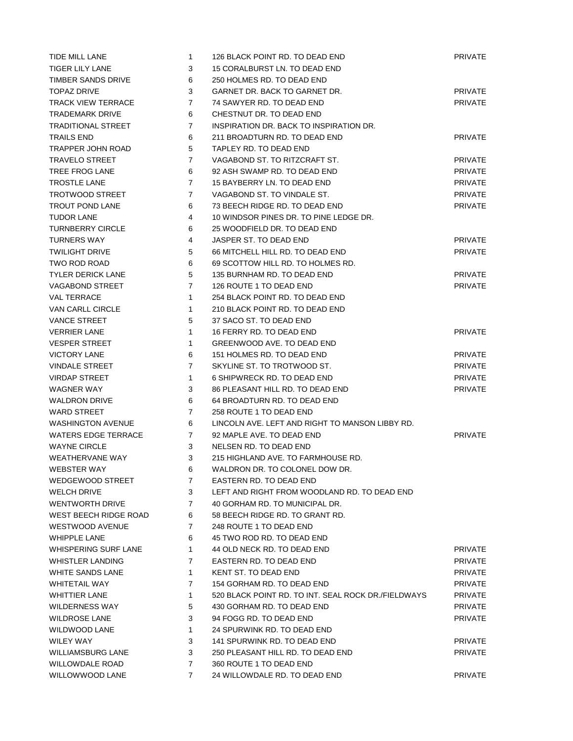| | | | |
|---|---|---|---|
| TIDE MILL LANE | 1 | 126 BLACK POINT RD. TO DEAD END | PRIVATE |
| TIGER LILY LANE | 3 | 15 CORALBURST LN. TO DEAD END | |
| TIMBER SANDS DRIVE | 6 | 250 HOLMES RD. TO DEAD END | |
| TOPAZ DRIVE | 3 | GARNET DR. BACK TO GARNET DR. | PRIVATE |
| TRACK VIEW TERRACE | 7 | 74 SAWYER RD. TO DEAD END | PRIVATE |
| TRADEMARK DRIVE | 6 | CHESTNUT DR. TO DEAD END | |
| TRADITIONAL STREET | 7 | INSPIRATION DR. BACK TO INSPIRATION DR. | |
| TRAILS END | 6 | 211 BROADTURN RD. TO DEAD END | PRIVATE |
| TRAPPER JOHN ROAD | 5 | TAPLEY RD. TO DEAD END | |
| TRAVELO STREET | 7 | VAGABOND ST. TO RITZCRAFT ST. | PRIVATE |
| TREE FROG LANE | 6 | 92 ASH SWAMP RD. TO DEAD END | PRIVATE |
| TROSTLE LANE | 7 | 15 BAYBERRY LN. TO DEAD END | PRIVATE |
| TROTWOOD STREET | 7 | VAGABOND ST. TO VINDALE ST. | PRIVATE |
| TROUT POND LANE | 6 | 73 BEECH RIDGE RD. TO DEAD END | PRIVATE |
| TUDOR LANE | 4 | 10 WINDSOR PINES DR. TO PINE LEDGE DR. | |
| TURNBERRY CIRCLE | 6 | 25 WOODFIELD DR. TO DEAD END | |
| TURNERS WAY | 4 | JASPER ST. TO DEAD END | PRIVATE |
| TWILIGHT DRIVE | 5 | 66 MITCHELL HILL RD. TO DEAD END | PRIVATE |
| TWO ROD ROAD | 6 | 69 SCOTTOW HILL RD. TO HOLMES RD. | |
| TYLER DERICK LANE | 5 | 135 BURNHAM RD. TO DEAD END | PRIVATE |
| VAGABOND STREET | 7 | 126 ROUTE 1 TO DEAD END | PRIVATE |
| VAL TERRACE | 1 | 254 BLACK POINT RD. TO DEAD END | |
| VAN CARLL CIRCLE | 1 | 210 BLACK POINT RD. TO DEAD END | |
| VANCE STREET | 5 | 37 SACO ST. TO DEAD END | |
| VERRIER LANE | 1 | 16 FERRY RD. TO DEAD END | PRIVATE |
| VESPER STREET | 1 | GREENWOOD AVE. TO DEAD END | |
| VICTORY LANE | 6 | 151 HOLMES RD. TO DEAD END | PRIVATE |
| VINDALE STREET | 7 | SKYLINE ST. TO TROTWOOD ST. | PRIVATE |
| VIRDAP STREET | 1 | 6 SHIPWRECK RD. TO DEAD END | PRIVATE |
| WAGNER WAY | 3 | 86 PLEASANT HILL RD. TO DEAD END | PRIVATE |
| WALDRON DRIVE | 6 | 64 BROADTURN RD. TO DEAD END | |
| WARD STREET | 7 | 258 ROUTE 1 TO DEAD END | |
| WASHINGTON AVENUE | 6 | LINCOLN AVE. LEFT AND RIGHT TO MANSON LIBBY RD. | |
| WATERS EDGE TERRACE | 7 | 92 MAPLE AVE. TO DEAD END | PRIVATE |
| WAYNE CIRCLE | 3 | NELSEN RD. TO DEAD END | |
| WEATHERVANE WAY | 3 | 215 HIGHLAND AVE. TO FARMHOUSE RD. | |
| WEBSTER WAY | 6 | WALDRON DR. TO COLONEL DOW DR. | |
| WEDGEWOOD STREET | 7 | EASTERN RD. TO DEAD END | |
| WELCH DRIVE | 3 | LEFT AND RIGHT FROM WOODLAND RD. TO DEAD END | |
| WENTWORTH DRIVE | 7 | 40 GORHAM RD. TO MUNICIPAL DR. | |
| WEST BEECH RIDGE ROAD | 6 | 58 BEECH RIDGE RD. TO GRANT RD. | |
| WESTWOOD AVENUE | 7 | 248 ROUTE 1 TO DEAD END | |
| WHIPPLE LANE | 6 | 45 TWO ROD RD. TO DEAD END | |
| WHISPERING SURF LANE | 1 | 44 OLD NECK RD. TO DEAD END | PRIVATE |
| WHISTLER LANDING | 7 | EASTERN RD. TO DEAD END | PRIVATE |
| WHITE SANDS LANE | 1 | KENT ST. TO DEAD END | PRIVATE |
| WHITETAIL WAY | 7 | 154 GORHAM RD. TO DEAD END | PRIVATE |
| WHITTIER LANE | 1 | 520 BLACK POINT RD. TO INT. SEAL ROCK DR./FIELDWAYS | PRIVATE |
| WILDERNESS WAY | 5 | 430 GORHAM RD. TO DEAD END | PRIVATE |
| WILDROSE LANE | 3 | 94 FOGG RD. TO DEAD END | PRIVATE |
| WILDWOOD LANE | 1 | 24 SPURWINK RD. TO DEAD END | |
| WILEY WAY | 3 | 141 SPURWINK RD. TO DEAD END | PRIVATE |
| WILLIAMSBURG LANE | 3 | 250 PLEASANT HILL RD. TO DEAD END | PRIVATE |
| WILLOWDALE ROAD | 7 | 360 ROUTE 1 TO DEAD END | |
| WILLOWWOOD LANE | 7 | 24 WILLOWDALE RD. TO DEAD END | PRIVATE |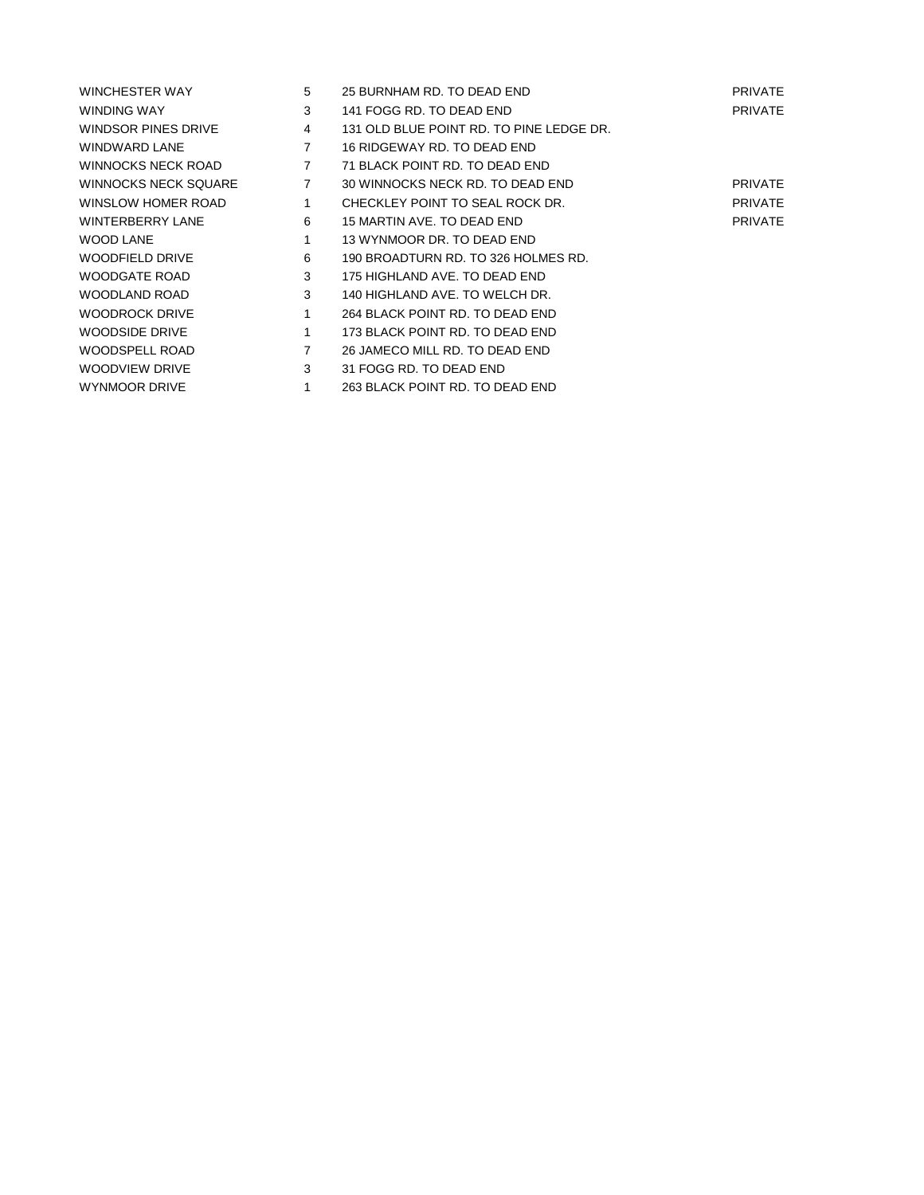| | | | |
|---|---|---|---|
| WINCHESTER WAY | 5 | 25 BURNHAM RD. TO DEAD END | PRIVATE |
| WINDING WAY | 3 | 141 FOGG RD. TO DEAD END | PRIVATE |
| WINDSOR PINES DRIVE | 4 | 131 OLD BLUE POINT RD. TO PINE LEDGE DR. | |
| WINDWARD LANE | 7 | 16 RIDGEWAY RD. TO DEAD END | |
| WINNOCKS NECK ROAD | 7 | 71 BLACK POINT RD. TO DEAD END | |
| WINNOCKS NECK SQUARE | 7 | 30 WINNOCKS NECK RD. TO DEAD END | PRIVATE |
| WINSLOW HOMER ROAD | 1 | CHECKLEY POINT TO SEAL ROCK DR. | PRIVATE |
| WINTERBERRY LANE | 6 | 15 MARTIN AVE. TO DEAD END | PRIVATE |
| WOOD LANE | 1 | 13 WYNMOOR DR. TO DEAD END | |
| WOODFIELD DRIVE | 6 | 190 BROADTURN RD. TO 326 HOLMES RD. | |
| WOODGATE ROAD | 3 | 175 HIGHLAND AVE. TO DEAD END | |
| WOODLAND ROAD | 3 | 140 HIGHLAND AVE. TO WELCH DR. | |
| WOODROCK DRIVE | 1 | 264 BLACK POINT RD. TO DEAD END | |
| WOODSIDE DRIVE | 1 | 173 BLACK POINT RD. TO DEAD END | |
| WOODSPELL ROAD | 7 | 26 JAMECO MILL RD. TO DEAD END | |
| WOODVIEW DRIVE | 3 | 31 FOGG RD. TO DEAD END | |
| WYNMOOR DRIVE | 1 | 263 BLACK POINT RD. TO DEAD END | |